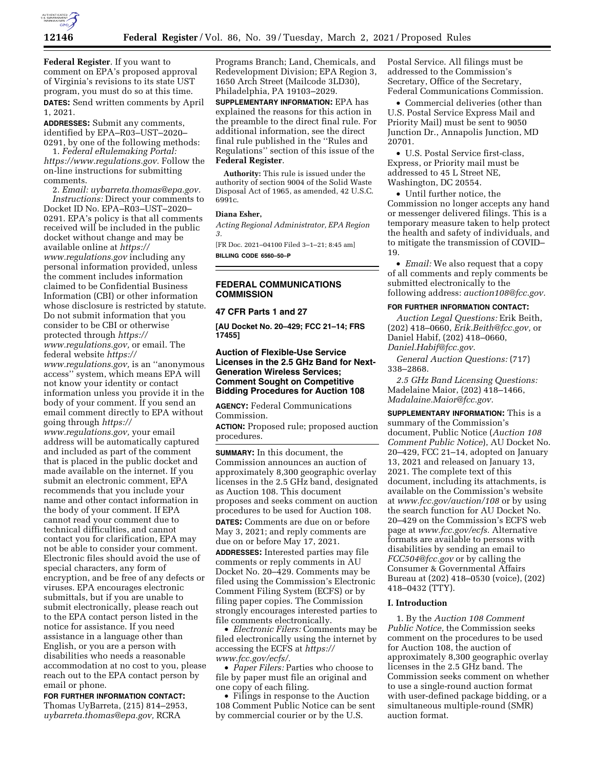**Federal Register**. If you want to comment on EPA's proposed approval of Virginia's revisions to its state UST program, you must do so at this time.

**DATES:** Send written comments by April 1, 2021.

**ADDRESSES:** Submit any comments, identified by EPA–R03–UST–2020–0291, by one of the following methods:

1. *Federal eRulemaking Portal: https://www.regulations.gov.* Follow the on-line instructions for submitting comments.

2. *Email: uybarreta.thomas@epa.gov.*

*Instructions:* Direct your comments to Docket ID No. EPA–R03–UST–2020–0291. EPA's policy is that all comments received will be included in the public docket without change and may be available online at *https://www.regulations.gov* including any personal information provided, unless the comment includes information claimed to be Confidential Business Information (CBI) or other information whose disclosure is restricted by statute. Do not submit information that you consider to be CBI or otherwise protected through *https://www.regulations.gov,* or email. The federal website *https://www.regulations.gov,* is an ''anonymous access'' system, which means EPA will not know your identity or contact information unless you provide it in the body of your comment. If you send an email comment directly to EPA without going through *https://www.regulations.gov,* your email address will be automatically captured and included as part of the comment that is placed in the public docket and made available on the internet. If you submit an electronic comment, EPA recommends that you include your name and other contact information in the body of your comment. If EPA cannot read your comment due to technical difficulties, and cannot contact you for clarification, EPA may not be able to consider your comment. Electronic files should avoid the use of special characters, any form of encryption, and be free of any defects or viruses. EPA encourages electronic submittals, but if you are unable to submit electronically, please reach out to the EPA contact person listed in the notice for assistance. If you need assistance in a language other than English, or you are a person with disabilities who needs a reasonable accommodation at no cost to you, please reach out to the EPA contact person by email or phone.

**FOR FURTHER INFORMATION CONTACT:** Thomas UyBarreta, (215) 814–2953, *uybarreta.thomas@epa.gov,* RCRA Programs Branch; Land, Chemicals, and Redevelopment Division; EPA Region 3, 1650 Arch Street (Mailcode 3LD30), Philadelphia, PA 19103–2029.

**SUPPLEMENTARY INFORMATION:** EPA has explained the reasons for this action in the preamble to the direct final rule. For additional information, see the direct final rule published in the ''Rules and Regulations'' section of this issue of the **Federal Register**.

**Authority:** This rule is issued under the authority of section 9004 of the Solid Waste Disposal Act of 1965, as amended, 42 U.S.C. 6991c.

**Diana Esher,**

*Acting Regional Administrator, EPA Region 3.*

[FR Doc. 2021–04100 Filed 3–1–21; 8:45 am]

**BILLING CODE 6560–50–P**

---

# FEDERAL COMMUNICATIONS COMMISSION

## 47 CFR Parts 1 and 27

**[AU Docket No. 20–429; FCC 21–14; FRS 17455]**

## Auction of Flexible-Use Service Licenses in the 2.5 GHz Band for Next-Generation Wireless Services; Comment Sought on Competitive Bidding Procedures for Auction 108

**AGENCY:** Federal Communications Commission.

**ACTION:** Proposed rule; proposed auction procedures.

**SUMMARY:** In this document, the Commission announces an auction of approximately 8,300 geographic overlay licenses in the 2.5 GHz band, designated as Auction 108. This document proposes and seeks comment on auction procedures to be used for Auction 108.

**DATES:** Comments are due on or before May 3, 2021; and reply comments are due on or before May 17, 2021.

**ADDRESSES:** Interested parties may file comments or reply comments in AU Docket No. 20–429. Comments may be filed using the Commission's Electronic Comment Filing System (ECFS) or by filing paper copies. The Commission strongly encourages interested parties to file comments electronically.

- *Electronic Filers:* Comments may be filed electronically using the internet by accessing the ECFS at *https://www.fcc.gov/ecfs/.*
- *Paper Filers:* Parties who choose to file by paper must file an original and one copy of each filing.
- Filings in response to the Auction 108 Comment Public Notice can be sent by commercial courier or by the U.S. Postal Service. All filings must be addressed to the Commission's Secretary, Office of the Secretary, Federal Communications Commission.
- Commercial deliveries (other than U.S. Postal Service Express Mail and Priority Mail) must be sent to 9050 Junction Dr., Annapolis Junction, MD 20701.
- U.S. Postal Service first-class, Express, or Priority mail must be addressed to 45 L Street NE, Washington, DC 20554.
- Until further notice, the Commission no longer accepts any hand or messenger delivered filings. This is a temporary measure taken to help protect the health and safety of individuals, and to mitigate the transmission of COVID–19.
- *Email:* We also request that a copy of all comments and reply comments be submitted electronically to the following address: *auction108@fcc.gov.*

**FOR FURTHER INFORMATION CONTACT:**

*Auction Legal Questions:* Erik Beith, (202) 418–0660, *Erik.Beith@fcc.gov,* or Daniel Habif, (202) 418–0660, *Daniel.Habif@fcc.gov.*

*General Auction Questions:* (717) 338–2868.

*2.5 GHz Band Licensing Questions:* Madelaine Maior, (202) 418–1466, *Madalaine.Maior@fcc.gov.*

**SUPPLEMENTARY INFORMATION:** This is a summary of the Commission's document, Public Notice (*Auction 108 Comment Public Notice*), AU Docket No. 20–429, FCC 21–14, adopted on January 13, 2021 and released on January 13, 2021. The complete text of this document, including its attachments, is available on the Commission's website at *www.fcc.gov/auction/108* or by using the search function for AU Docket No. 20–429 on the Commission's ECFS web page at *www.fcc.gov/ecfs.* Alternative formats are available to persons with disabilities by sending an email to *FCC504@fcc.gov* or by calling the Consumer & Governmental Affairs Bureau at (202) 418–0530 (voice), (202) 418–0432 (TTY).

### I. Introduction

1. By the *Auction 108 Comment Public Notice,* the Commission seeks comment on the procedures to be used for Auction 108, the auction of approximately 8,300 geographic overlay licenses in the 2.5 GHz band. The Commission seeks comment on whether to use a single-round auction format with user-defined package bidding, or a simultaneous multiple-round (SMR) auction format.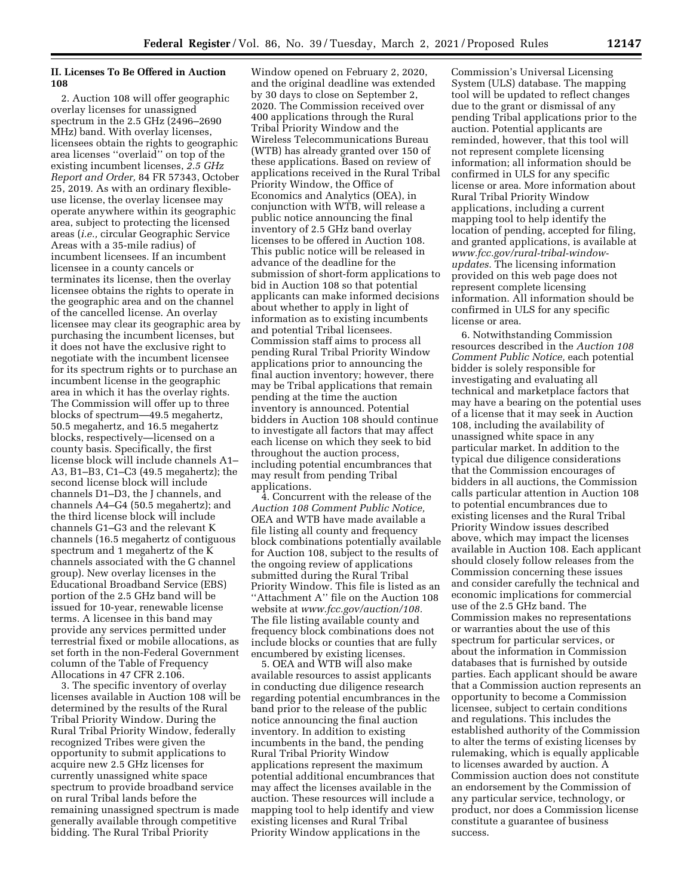## II. Licenses To Be Offered in Auction 108

2. Auction 108 will offer geographic overlay licenses for unassigned spectrum in the 2.5 GHz (2496–2690 MHz) band. With overlay licenses, licensees obtain the rights to geographic area licenses ''overlaid'' on top of the existing incumbent licenses, *2.5 GHz Report and Order,* 84 FR 57343, October 25, 2019. As with an ordinary flexible-use license, the overlay licensee may operate anywhere within its geographic area, subject to protecting the licensed areas (*i.e.,* circular Geographic Service Areas with a 35-mile radius) of incumbent licensees. If an incumbent licensee in a county cancels or terminates its license, then the overlay licensee obtains the rights to operate in the geographic area and on the channel of the cancelled license. An overlay licensee may clear its geographic area by purchasing the incumbent licenses, but it does not have the exclusive right to negotiate with the incumbent licensee for its spectrum rights or to purchase an incumbent license in the geographic area in which it has the overlay rights. The Commission will offer up to three blocks of spectrum—49.5 megahertz, 50.5 megahertz, and 16.5 megahertz blocks, respectively—licensed on a county basis. Specifically, the first license block will include channels A1–A3, B1–B3, C1–C3 (49.5 megahertz); the second license block will include channels D1–D3, the J channels, and channels A4–G4 (50.5 megahertz); and the third license block will include channels G1–G3 and the relevant K channels (16.5 megahertz of contiguous spectrum and 1 megahertz of the K channels associated with the G channel group). New overlay licenses in the Educational Broadband Service (EBS) portion of the 2.5 GHz band will be issued for 10-year, renewable license terms. A licensee in this band may provide any services permitted under terrestrial fixed or mobile allocations, as set forth in the non-Federal Government column of the Table of Frequency Allocations in 47 CFR 2.106.

3. The specific inventory of overlay licenses available in Auction 108 will be determined by the results of the Rural Tribal Priority Window. During the Rural Tribal Priority Window, federally recognized Tribes were given the opportunity to submit applications to acquire new 2.5 GHz licenses for currently unassigned white space spectrum to provide broadband service on rural Tribal lands before the remaining unassigned spectrum is made generally available through competitive bidding. The Rural Tribal Priority Window opened on February 2, 2020, and the original deadline was extended by 30 days to close on September 2, 2020. The Commission received over 400 applications through the Rural Tribal Priority Window and the Wireless Telecommunications Bureau (WTB) has already granted over 150 of these applications. Based on review of applications received in the Rural Tribal Priority Window, the Office of Economics and Analytics (OEA), in conjunction with WTB, will release a public notice announcing the final inventory of 2.5 GHz band overlay licenses to be offered in Auction 108. This public notice will be released in advance of the deadline for the submission of short-form applications to bid in Auction 108 so that potential applicants can make informed decisions about whether to apply in light of information as to existing incumbents and potential Tribal licensees. Commission staff aims to process all pending Rural Tribal Priority Window applications prior to announcing the final auction inventory; however, there may be Tribal applications that remain pending at the time the auction inventory is announced. Potential bidders in Auction 108 should continue to investigate all factors that may affect each license on which they seek to bid throughout the auction process, including potential encumbrances that may result from pending Tribal applications.

4. Concurrent with the release of the *Auction 108 Comment Public Notice,* OEA and WTB have made available a file listing all county and frequency block combinations potentially available for Auction 108, subject to the results of the ongoing review of applications submitted during the Rural Tribal Priority Window. This file is listed as an ''Attachment A'' file on the Auction 108 website at *www.fcc.gov/auction/108.* The file listing available county and frequency block combinations does not include blocks or counties that are fully encumbered by existing licenses.

5. OEA and WTB will also make available resources to assist applicants in conducting due diligence research regarding potential encumbrances in the band prior to the release of the public notice announcing the final auction inventory. In addition to existing incumbents in the band, the pending Rural Tribal Priority Window applications represent the maximum potential additional encumbrances that may affect the licenses available in the auction. These resources will include a mapping tool to help identify and view existing licenses and Rural Tribal Priority Window applications in the Commission's Universal Licensing System (ULS) database. The mapping tool will be updated to reflect changes due to the grant or dismissal of any pending Tribal applications prior to the auction. Potential applicants are reminded, however, that this tool will not represent complete licensing information; all information should be confirmed in ULS for any specific license or area. More information about Rural Tribal Priority Window applications, including a current mapping tool to help identify the location of pending, accepted for filing, and granted applications, is available at *www.fcc.gov/rural-tribal-window-updates.* The licensing information provided on this web page does not represent complete licensing information. All information should be confirmed in ULS for any specific license or area.

6. Notwithstanding Commission resources described in the *Auction 108 Comment Public Notice,* each potential bidder is solely responsible for investigating and evaluating all technical and marketplace factors that may have a bearing on the potential uses of a license that it may seek in Auction 108, including the availability of unassigned white space in any particular market. In addition to the typical due diligence considerations that the Commission encourages of bidders in all auctions, the Commission calls particular attention in Auction 108 to potential encumbrances due to existing licenses and the Rural Tribal Priority Window issues described above, which may impact the licenses available in Auction 108. Each applicant should closely follow releases from the Commission concerning these issues and consider carefully the technical and economic implications for commercial use of the 2.5 GHz band. The Commission makes no representations or warranties about the use of this spectrum for particular services, or about the information in Commission databases that is furnished by outside parties. Each applicant should be aware that a Commission auction represents an opportunity to become a Commission licensee, subject to certain conditions and regulations. This includes the established authority of the Commission to alter the terms of existing licenses by rulemaking, which is equally applicable to licenses awarded by auction. A Commission auction does not constitute an endorsement by the Commission of any particular service, technology, or product, nor does a Commission license constitute a guarantee of business success.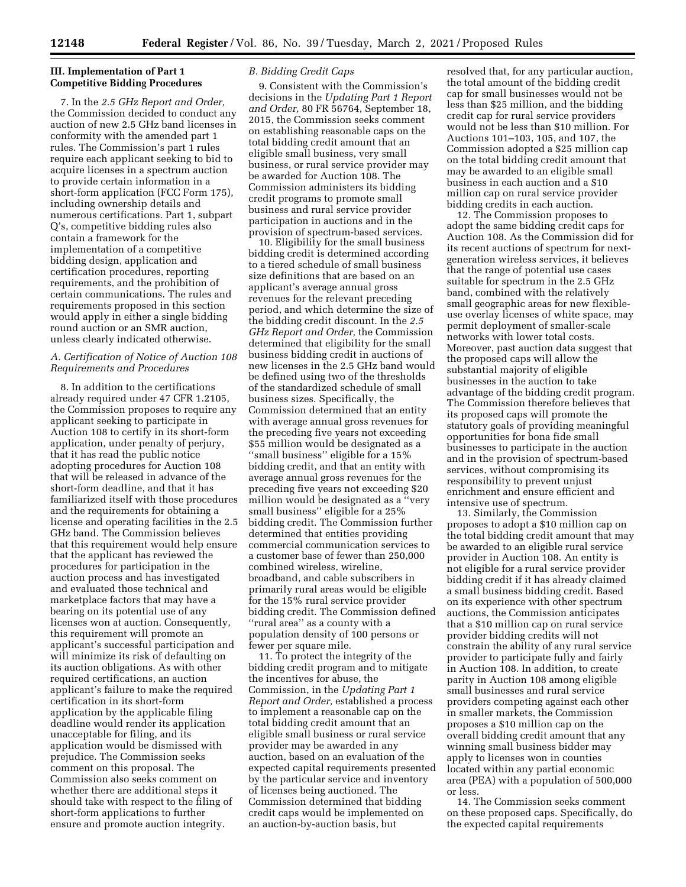## III. Implementation of Part 1 Competitive Bidding Procedures

7. In the *2.5 GHz Report and Order,* the Commission decided to conduct any auction of new 2.5 GHz band licenses in conformity with the amended part 1 rules. The Commission's part 1 rules require each applicant seeking to bid to acquire licenses in a spectrum auction to provide certain information in a short-form application (FCC Form 175), including ownership details and numerous certifications. Part 1, subpart Q's, competitive bidding rules also contain a framework for the implementation of a competitive bidding design, application and certification procedures, reporting requirements, and the prohibition of certain communications. The rules and requirements proposed in this section would apply in either a single bidding round auction or an SMR auction, unless clearly indicated otherwise.

### A. Certification of Notice of Auction 108 Requirements and Procedures

8. In addition to the certifications already required under 47 CFR 1.2105, the Commission proposes to require any applicant seeking to participate in Auction 108 to certify in its short-form application, under penalty of perjury, that it has read the public notice adopting procedures for Auction 108 that will be released in advance of the short-form deadline, and that it has familiarized itself with those procedures and the requirements for obtaining a license and operating facilities in the 2.5 GHz band. The Commission believes that this requirement would help ensure that the applicant has reviewed the procedures for participation in the auction process and has investigated and evaluated those technical and marketplace factors that may have a bearing on its potential use of any licenses won at auction. Consequently, this requirement will promote an applicant's successful participation and will minimize its risk of defaulting on its auction obligations. As with other required certifications, an auction applicant's failure to make the required certification in its short-form application by the applicable filing deadline would render its application unacceptable for filing, and its application would be dismissed with prejudice. The Commission seeks comment on this proposal. The Commission also seeks comment on whether there are additional steps it should take with respect to the filing of short-form applications to further ensure and promote auction integrity.

### B. Bidding Credit Caps

9. Consistent with the Commission's decisions in the *Updating Part 1 Report and Order,* 80 FR 56764, September 18, 2015, the Commission seeks comment on establishing reasonable caps on the total bidding credit amount that an eligible small business, very small business, or rural service provider may be awarded for Auction 108. The Commission administers its bidding credit programs to promote small business and rural service provider participation in auctions and in the provision of spectrum-based services.

10. Eligibility for the small business bidding credit is determined according to a tiered schedule of small business size definitions that are based on an applicant's average annual gross revenues for the relevant preceding period, and which determine the size of the bidding credit discount. In the *2.5 GHz Report and Order,* the Commission determined that eligibility for the small business bidding credit in auctions of new licenses in the 2.5 GHz band would be defined using two of the thresholds of the standardized schedule of small business sizes. Specifically, the Commission determined that an entity with average annual gross revenues for the preceding five years not exceeding $55 million would be designated as a "small business" eligible for a 15% bidding credit, and that an entity with average annual gross revenues for the preceding five years not exceeding $20 million would be designated as a "very small business" eligible for a 25% bidding credit. The Commission further determined that entities providing commercial communication services to a customer base of fewer than 250,000 combined wireless, wireline, broadband, and cable subscribers in primarily rural areas would be eligible for the 15% rural service provider bidding credit. The Commission defined "rural area" as a county with a population density of 100 persons or fewer per square mile.

11. To protect the integrity of the bidding credit program and to mitigate the incentives for abuse, the Commission, in the *Updating Part 1 Report and Order,* established a process to implement a reasonable cap on the total bidding credit amount that an eligible small business or rural service provider may be awarded in any auction, based on an evaluation of the expected capital requirements presented by the particular service and inventory of licenses being auctioned. The Commission determined that bidding credit caps would be implemented on an auction-by-auction basis, but resolved that, for any particular auction, the total amount of the bidding credit cap for small businesses would not be less than $25 million, and the bidding credit cap for rural service providers would not be less than $10 million. For Auctions 101–103, 105, and 107, the Commission adopted a $25 million cap on the total bidding credit amount that may be awarded to an eligible small business in each auction and a $10 million cap on rural service provider bidding credits in each auction.

12. The Commission proposes to adopt the same bidding credit caps for Auction 108. As the Commission did for its recent auctions of spectrum for next-generation wireless services, it believes that the range of potential use cases suitable for spectrum in the 2.5 GHz band, combined with the relatively small geographic areas for new flexible-use overlay licenses of white space, may permit deployment of smaller-scale networks with lower total costs. Moreover, past auction data suggest that the proposed caps will allow the substantial majority of eligible businesses in the auction to take advantage of the bidding credit program. The Commission therefore believes that its proposed caps will promote the statutory goals of providing meaningful opportunities for bona fide small businesses to participate in the auction and in the provision of spectrum-based services, without compromising its responsibility to prevent unjust enrichment and ensure efficient and intensive use of spectrum.

13. Similarly, the Commission proposes to adopt a $10 million cap on the total bidding credit amount that may be awarded to an eligible rural service provider in Auction 108. An entity is not eligible for a rural service provider bidding credit if it has already claimed a small business bidding credit. Based on its experience with other spectrum auctions, the Commission anticipates that a $10 million cap on rural service provider bidding credits will not constrain the ability of any rural service provider to participate fully and fairly in Auction 108. In addition, to create parity in Auction 108 among eligible small businesses and rural service providers competing against each other in smaller markets, the Commission proposes a $10 million cap on the overall bidding credit amount that any winning small business bidder may apply to licenses won in counties located within any partial economic area (PEA) with a population of 500,000 or less.

14. The Commission seeks comment on these proposed caps. Specifically, do the expected capital requirements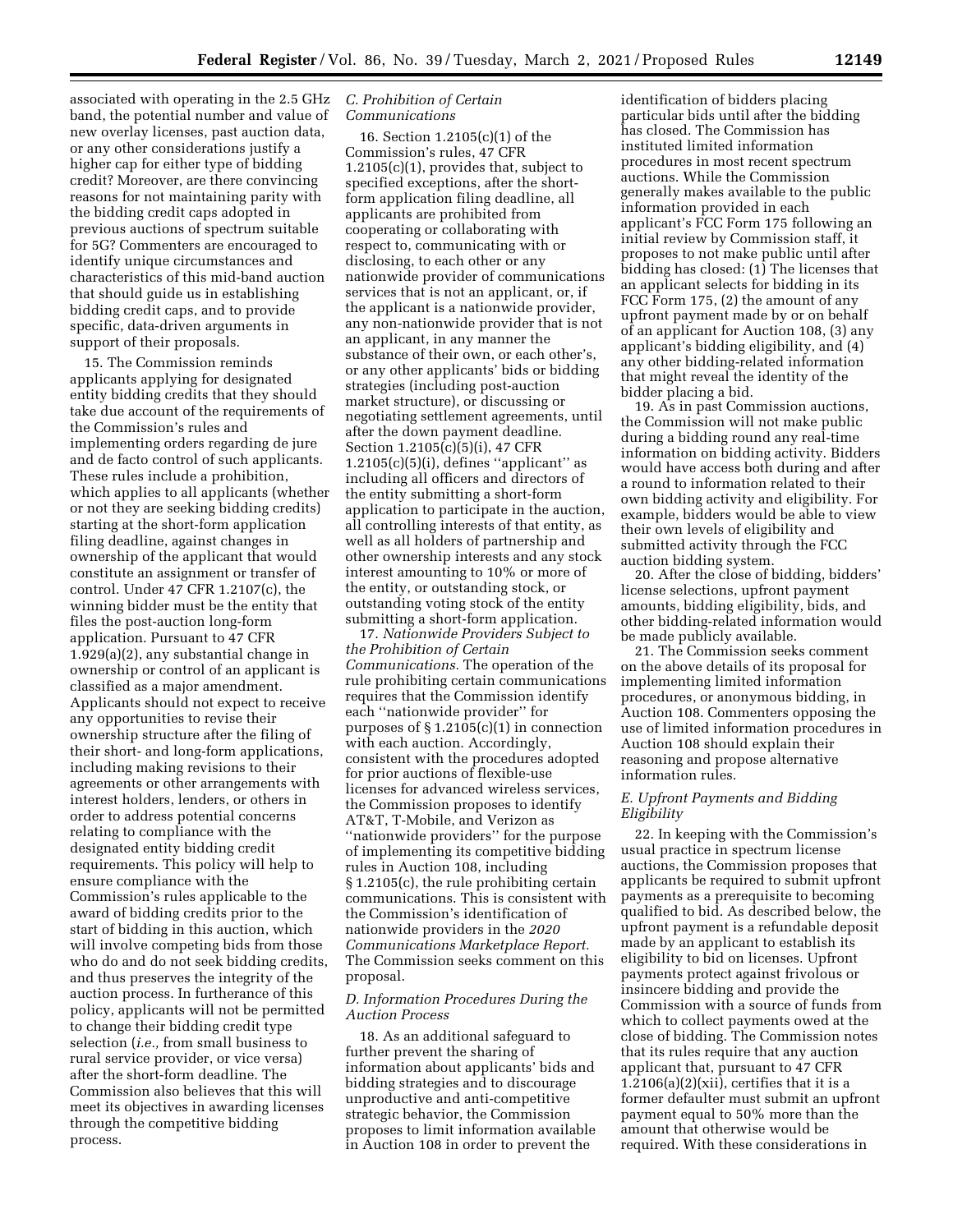associated with operating in the 2.5 GHz band, the potential number and value of new overlay licenses, past auction data, or any other considerations justify a higher cap for either type of bidding credit? Moreover, are there convincing reasons for not maintaining parity with the bidding credit caps adopted in previous auctions of spectrum suitable for 5G? Commenters are encouraged to identify unique circumstances and characteristics of this mid-band auction that should guide us in establishing bidding credit caps, and to provide specific, data-driven arguments in support of their proposals.

15. The Commission reminds applicants applying for designated entity bidding credits that they should take due account of the requirements of the Commission's rules and implementing orders regarding de jure and de facto control of such applicants. These rules include a prohibition, which applies to all applicants (whether or not they are seeking bidding credits) starting at the short-form application filing deadline, against changes in ownership of the applicant that would constitute an assignment or transfer of control. Under 47 CFR 1.2107(c), the winning bidder must be the entity that files the post-auction long-form application. Pursuant to 47 CFR 1.929(a)(2), any substantial change in ownership or control of an applicant is classified as a major amendment. Applicants should not expect to receive any opportunities to revise their ownership structure after the filing of their short- and long-form applications, including making revisions to their agreements or other arrangements with interest holders, lenders, or others in order to address potential concerns relating to compliance with the designated entity bidding credit requirements. This policy will help to ensure compliance with the Commission's rules applicable to the award of bidding credits prior to the start of bidding in this auction, which will involve competing bids from those who do and do not seek bidding credits, and thus preserves the integrity of the auction process. In furtherance of this policy, applicants will not be permitted to change their bidding credit type selection (*i.e.,* from small business to rural service provider, or vice versa) after the short-form deadline. The Commission also believes that this will meet its objectives in awarding licenses through the competitive bidding process.

### *C. Prohibition of Certain Communications*

16. Section 1.2105(c)(1) of the Commission's rules, 47 CFR 1.2105(c)(1), provides that, subject to specified exceptions, after the short-form application filing deadline, all applicants are prohibited from cooperating or collaborating with respect to, communicating with or disclosing, to each other or any nationwide provider of communications services that is not an applicant, or, if the applicant is a nationwide provider, any non-nationwide provider that is not an applicant, in any manner the substance of their own, or each other's, or any other applicants' bids or bidding strategies (including post-auction market structure), or discussing or negotiating settlement agreements, until after the down payment deadline. Section 1.2105(c)(5)(i), 47 CFR 1.2105(c)(5)(i), defines "applicant" as including all officers and directors of the entity submitting a short-form application to participate in the auction, all controlling interests of that entity, as well as all holders of partnership and other ownership interests and any stock interest amounting to 10% or more of the entity, or outstanding stock, or outstanding voting stock of the entity submitting a short-form application.

17. *Nationwide Providers Subject to the Prohibition of Certain Communications.* The operation of the rule prohibiting certain communications requires that the Commission identify each "nationwide provider" for purposes of § 1.2105(c)(1) in connection with each auction. Accordingly, consistent with the procedures adopted for prior auctions of flexible-use licenses for advanced wireless services, the Commission proposes to identify AT&T, T-Mobile, and Verizon as "nationwide providers" for the purpose of implementing its competitive bidding rules in Auction 108, including § 1.2105(c), the rule prohibiting certain communications. This is consistent with the Commission's identification of nationwide providers in the *2020 Communications Marketplace Report.* The Commission seeks comment on this proposal.

### *D. Information Procedures During the Auction Process*

18. As an additional safeguard to further prevent the sharing of information about applicants' bids and bidding strategies and to discourage unproductive and anti-competitive strategic behavior, the Commission proposes to limit information available in Auction 108 in order to prevent the identification of bidders placing particular bids until after the bidding has closed. The Commission has instituted limited information procedures in most recent spectrum auctions. While the Commission generally makes available to the public information provided in each applicant's FCC Form 175 following an initial review by Commission staff, it proposes to not make public until after bidding has closed: (1) The licenses that an applicant selects for bidding in its FCC Form 175, (2) the amount of any upfront payment made by or on behalf of an applicant for Auction 108, (3) any applicant's bidding eligibility, and (4) any other bidding-related information that might reveal the identity of the bidder placing a bid.

19. As in past Commission auctions, the Commission will not make public during a bidding round any real-time information on bidding activity. Bidders would have access both during and after a round to information related to their own bidding activity and eligibility. For example, bidders would be able to view their own levels of eligibility and submitted activity through the FCC auction bidding system.

20. After the close of bidding, bidders' license selections, upfront payment amounts, bidding eligibility, bids, and other bidding-related information would be made publicly available.

21. The Commission seeks comment on the above details of its proposal for implementing limited information procedures, or anonymous bidding, in Auction 108. Commenters opposing the use of limited information procedures in Auction 108 should explain their reasoning and propose alternative information rules.

### *E. Upfront Payments and Bidding Eligibility*

22. In keeping with the Commission's usual practice in spectrum license auctions, the Commission proposes that applicants be required to submit upfront payments as a prerequisite to becoming qualified to bid. As described below, the upfront payment is a refundable deposit made by an applicant to establish its eligibility to bid on licenses. Upfront payments protect against frivolous or insincere bidding and provide the Commission with a source of funds from which to collect payments owed at the close of bidding. The Commission notes that its rules require that any auction applicant that, pursuant to 47 CFR 1.2106(a)(2)(xii), certifies that it is a former defaulter must submit an upfront payment equal to 50% more than the amount that otherwise would be required. With these considerations in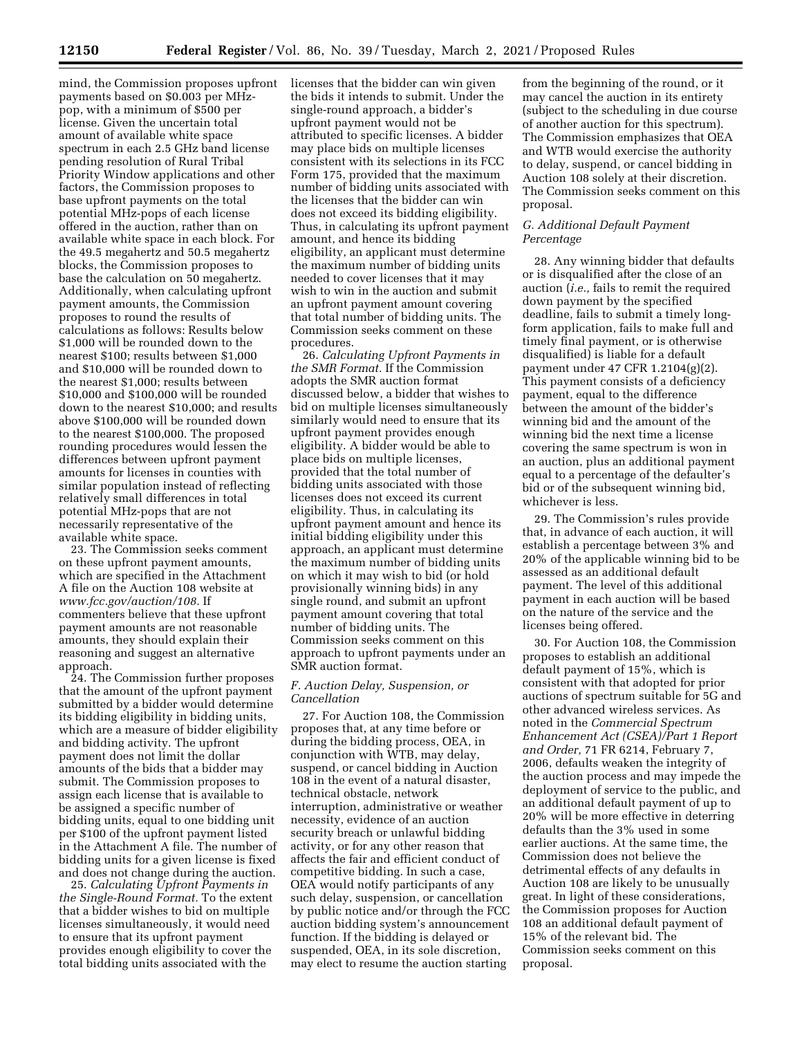mind, the Commission proposes upfront payments based on $0.003 per MHz-pop, with a minimum of $500 per license. Given the uncertain total amount of available white space spectrum in each 2.5 GHz band license pending resolution of Rural Tribal Priority Window applications and other factors, the Commission proposes to base upfront payments on the total potential MHz-pops of each license offered in the auction, rather than on available white space in each block. For the 49.5 megahertz and 50.5 megahertz blocks, the Commission proposes to base the calculation on 50 megahertz. Additionally, when calculating upfront payment amounts, the Commission proposes to round the results of calculations as follows: Results below $1,000 will be rounded down to the nearest $100; results between $1,000 and $10,000 will be rounded down to the nearest $1,000; results between $10,000 and $100,000 will be rounded down to the nearest $10,000; and results above $100,000 will be rounded down to the nearest $100,000. The proposed rounding procedures would lessen the differences between upfront payment amounts for licenses in counties with similar population instead of reflecting relatively small differences in total potential MHz-pops that are not necessarily representative of the available white space.

23. The Commission seeks comment on these upfront payment amounts, which are specified in the Attachment A file on the Auction 108 website at *www.fcc.gov/auction/108.* If commenters believe that these upfront payment amounts are not reasonable amounts, they should explain their reasoning and suggest an alternative approach.

24. The Commission further proposes that the amount of the upfront payment submitted by a bidder would determine its bidding eligibility in bidding units, which are a measure of bidder eligibility and bidding activity. The upfront payment does not limit the dollar amounts of the bids that a bidder may submit. The Commission proposes to assign each license that is available to be assigned a specific number of bidding units, equal to one bidding unit per $100 of the upfront payment listed in the Attachment A file. The number of bidding units for a given license is fixed and does not change during the auction.

25. *Calculating Upfront Payments in the Single-Round Format.* To the extent that a bidder wishes to bid on multiple licenses simultaneously, it would need to ensure that its upfront payment provides enough eligibility to cover the total bidding units associated with the licenses that the bidder can win given the bids it intends to submit. Under the single-round approach, a bidder's upfront payment would not be attributed to specific licenses. A bidder may place bids on multiple licenses consistent with its selections in its FCC Form 175, provided that the maximum number of bidding units associated with the licenses that the bidder can win does not exceed its bidding eligibility. Thus, in calculating its upfront payment amount, and hence its bidding eligibility, an applicant must determine the maximum number of bidding units needed to cover licenses that it may wish to win in the auction and submit an upfront payment amount covering that total number of bidding units. The Commission seeks comment on these procedures.

26. *Calculating Upfront Payments in the SMR Format.* If the Commission adopts the SMR auction format discussed below, a bidder that wishes to bid on multiple licenses simultaneously similarly would need to ensure that its upfront payment provides enough eligibility. A bidder would be able to place bids on multiple licenses, provided that the total number of bidding units associated with those licenses does not exceed its current eligibility. Thus, in calculating its upfront payment amount and hence its initial bidding eligibility under this approach, an applicant must determine the maximum number of bidding units on which it may wish to bid (or hold provisionally winning bids) in any single round, and submit an upfront payment amount covering that total number of bidding units. The Commission seeks comment on this approach to upfront payments under an SMR auction format.

### *F. Auction Delay, Suspension, or Cancellation*

27. For Auction 108, the Commission proposes that, at any time before or during the bidding process, OEA, in conjunction with WTB, may delay, suspend, or cancel bidding in Auction 108 in the event of a natural disaster, technical obstacle, network interruption, administrative or weather necessity, evidence of an auction security breach or unlawful bidding activity, or for any other reason that affects the fair and efficient conduct of competitive bidding. In such a case, OEA would notify participants of any such delay, suspension, or cancellation by public notice and/or through the FCC auction bidding system's announcement function. If the bidding is delayed or suspended, OEA, in its sole discretion, may elect to resume the auction starting from the beginning of the round, or it may cancel the auction in its entirety (subject to the scheduling in due course of another auction for this spectrum). The Commission emphasizes that OEA and WTB would exercise the authority to delay, suspend, or cancel bidding in Auction 108 solely at their discretion. The Commission seeks comment on this proposal.

### *G. Additional Default Payment Percentage*

28. Any winning bidder that defaults or is disqualified after the close of an auction (*i.e.,* fails to remit the required down payment by the specified deadline, fails to submit a timely long-form application, fails to make full and timely final payment, or is otherwise disqualified) is liable for a default payment under 47 CFR 1.2104(g)(2). This payment consists of a deficiency payment, equal to the difference between the amount of the bidder's winning bid and the amount of the winning bid the next time a license covering the same spectrum is won in an auction, plus an additional payment equal to a percentage of the defaulter's bid or of the subsequent winning bid, whichever is less.

29. The Commission's rules provide that, in advance of each auction, it will establish a percentage between 3% and 20% of the applicable winning bid to be assessed as an additional default payment. The level of this additional payment in each auction will be based on the nature of the service and the licenses being offered.

30. For Auction 108, the Commission proposes to establish an additional default payment of 15%, which is consistent with that adopted for prior auctions of spectrum suitable for 5G and other advanced wireless services. As noted in the *Commercial Spectrum Enhancement Act (CSEA)/Part 1 Report and Order,* 71 FR 6214, February 7, 2006, defaults weaken the integrity of the auction process and may impede the deployment of service to the public, and an additional default payment of up to 20% will be more effective in deterring defaults than the 3% used in some earlier auctions. At the same time, the Commission does not believe the detrimental effects of any defaults in Auction 108 are likely to be unusually great. In light of these considerations, the Commission proposes for Auction 108 an additional default payment of 15% of the relevant bid. The Commission seeks comment on this proposal.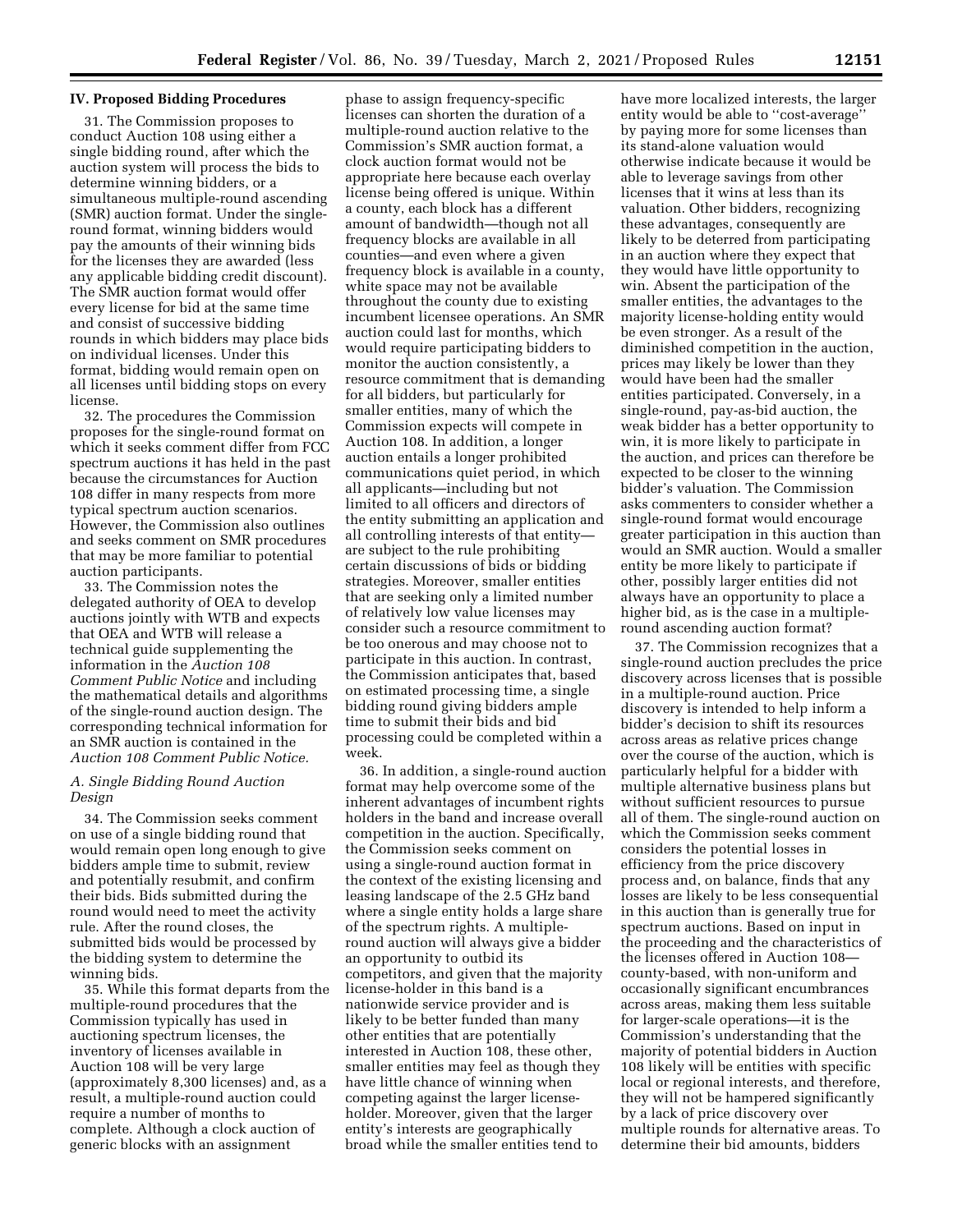## IV. Proposed Bidding Procedures

31. The Commission proposes to conduct Auction 108 using either a single bidding round, after which the auction system will process the bids to determine winning bidders, or a simultaneous multiple-round ascending (SMR) auction format. Under the single-round format, winning bidders would pay the amounts of their winning bids for the licenses they are awarded (less any applicable bidding credit discount). The SMR auction format would offer every license for bid at the same time and consist of successive bidding rounds in which bidders may place bids on individual licenses. Under this format, bidding would remain open on all licenses until bidding stops on every license.

32. The procedures the Commission proposes for the single-round format on which it seeks comment differ from FCC spectrum auctions it has held in the past because the circumstances for Auction 108 differ in many respects from more typical spectrum auction scenarios. However, the Commission also outlines and seeks comment on SMR procedures that may be more familiar to potential auction participants.

33. The Commission notes the delegated authority of OEA to develop auctions jointly with WTB and expects that OEA and WTB will release a technical guide supplementing the information in the *Auction 108 Comment Public Notice* and including the mathematical details and algorithms of the single-round auction design. The corresponding technical information for an SMR auction is contained in the *Auction 108 Comment Public Notice.*

### A. Single Bidding Round Auction Design

34. The Commission seeks comment on use of a single bidding round that would remain open long enough to give bidders ample time to submit, review and potentially resubmit, and confirm their bids. Bids submitted during the round would need to meet the activity rule. After the round closes, the submitted bids would be processed by the bidding system to determine the winning bids.

35. While this format departs from the multiple-round procedures that the Commission typically has used in auctioning spectrum licenses, the inventory of licenses available in Auction 108 will be very large (approximately 8,300 licenses) and, as a result, a multiple-round auction could require a number of months to complete. Although a clock auction of generic blocks with an assignment phase to assign frequency-specific licenses can shorten the duration of a multiple-round auction relative to the Commission's SMR auction format, a clock auction format would not be appropriate here because each overlay license being offered is unique. Within a county, each block has a different amount of bandwidth—though not all frequency blocks are available in all counties—and even where a given frequency block is available in a county, white space may not be available throughout the county due to existing incumbent licensee operations. An SMR auction could last for months, which would require participating bidders to monitor the auction consistently, a resource commitment that is demanding for all bidders, but particularly for smaller entities, many of which the Commission expects will compete in Auction 108. In addition, a longer auction entails a longer prohibited communications quiet period, in which all applicants—including but not limited to all officers and directors of the entity submitting an application and all controlling interests of that entity—are subject to the rule prohibiting certain discussions of bids or bidding strategies. Moreover, smaller entities that are seeking only a limited number of relatively low value licenses may consider such a resource commitment to be too onerous and may choose not to participate in this auction. In contrast, the Commission anticipates that, based on estimated processing time, a single bidding round giving bidders ample time to submit their bids and bid processing could be completed within a week.

36. In addition, a single-round auction format may help overcome some of the inherent advantages of incumbent rights holders in the band and increase overall competition in the auction. Specifically, the Commission seeks comment on using a single-round auction format in the context of the existing licensing and leasing landscape of the 2.5 GHz band where a single entity holds a large share of the spectrum rights. A multiple-round auction will always give a bidder an opportunity to outbid its competitors, and given that the majority license-holder in this band is a nationwide service provider and is likely to be better funded than many other entities that are potentially interested in Auction 108, these other, smaller entities may feel as though they have little chance of winning when competing against the larger license-holder. Moreover, given that the larger entity's interests are geographically broad while the smaller entities tend to have more localized interests, the larger entity would be able to "cost-average" by paying more for some licenses than its stand-alone valuation would otherwise indicate because it would be able to leverage savings from other licenses that it wins at less than its valuation. Other bidders, recognizing these advantages, consequently are likely to be deterred from participating in an auction where they expect that they would have little opportunity to win. Absent the participation of the smaller entities, the advantages to the majority license-holding entity would be even stronger. As a result of the diminished competition in the auction, prices may likely be lower than they would have been had the smaller entities participated. Conversely, in a single-round, pay-as-bid auction, the weak bidder has a better opportunity to win, it is more likely to participate in the auction, and prices can therefore be expected to be closer to the winning bidder's valuation. The Commission asks commenters to consider whether a single-round format would encourage greater participation in this auction than would an SMR auction. Would a smaller entity be more likely to participate if other, possibly larger entities did not always have an opportunity to place a higher bid, as is the case in a multiple-round ascending auction format?

37. The Commission recognizes that a single-round auction precludes the price discovery across licenses that is possible in a multiple-round auction. Price discovery is intended to help inform a bidder's decision to shift its resources across areas as relative prices change over the course of the auction, which is particularly helpful for a bidder with multiple alternative business plans but without sufficient resources to pursue all of them. The single-round auction on which the Commission seeks comment considers the potential losses in efficiency from the price discovery process and, on balance, finds that any losses are likely to be less consequential in this auction than is generally true for spectrum auctions. Based on input in the proceeding and the characteristics of the licenses offered in Auction 108—county-based, with non-uniform and occasionally significant encumbrances across areas, making them less suitable for larger-scale operations—it is the Commission's understanding that the majority of potential bidders in Auction 108 likely will be entities with specific local or regional interests, and therefore, they will not be hampered significantly by a lack of price discovery over multiple rounds for alternative areas. To determine their bid amounts, bidders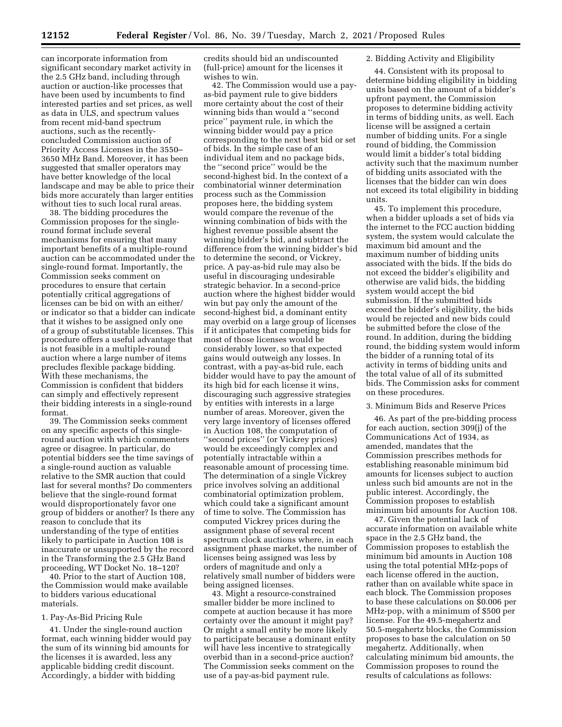can incorporate information from significant secondary market activity in the 2.5 GHz band, including through auction or auction-like processes that have been used by incumbents to find interested parties and set prices, as well as data in ULS, and spectrum values from recent mid-band spectrum auctions, such as the recently-concluded Commission auction of Priority Access Licenses in the 3550–3650 MHz Band. Moreover, it has been suggested that smaller operators may have better knowledge of the local landscape and may be able to price their bids more accurately than larger entities without ties to such local rural areas.

38. The bidding procedures the Commission proposes for the single-round format include several mechanisms for ensuring that many important benefits of a multiple-round auction can be accommodated under the single-round format. Importantly, the Commission seeks comment on procedures to ensure that certain potentially critical aggregations of licenses can be bid on with an either/or indicator so that a bidder can indicate that it wishes to be assigned only one of a group of substitutable licenses. This procedure offers a useful advantage that is not feasible in a multiple-round auction where a large number of items precludes flexible package bidding. With these mechanisms, the Commission is confident that bidders can simply and effectively represent their bidding interests in a single-round format.

39. The Commission seeks comment on any specific aspects of this single-round auction with which commenters agree or disagree. In particular, do potential bidders see the time savings of a single-round auction as valuable relative to the SMR auction that could last for several months? Do commenters believe that the single-round format would disproportionately favor one group of bidders or another? Is there any reason to conclude that its understanding of the type of entities likely to participate in Auction 108 is inaccurate or unsupported by the record in the Transforming the 2.5 GHz Band proceeding, WT Docket No. 18–120?

40. Prior to the start of Auction 108, the Commission would make available to bidders various educational materials.

### 1. Pay-As-Bid Pricing Rule

41. Under the single-round auction format, each winning bidder would pay the sum of its winning bid amounts for the licenses it is awarded, less any applicable bidding credit discount. Accordingly, a bidder with bidding credits should bid an undiscounted (full-price) amount for the licenses it wishes to win.

42. The Commission would use a pay-as-bid payment rule to give bidders more certainty about the cost of their winning bids than would a ''second price'' payment rule, in which the winning bidder would pay a price corresponding to the next best bid or set of bids. In the simple case of an individual item and no package bids, the ''second price'' would be the second-highest bid. In the context of a combinatorial winner determination process such as the Commission proposes here, the bidding system would compare the revenue of the winning combination of bids with the highest revenue possible absent the winning bidder's bid, and subtract the difference from the winning bidder's bid to determine the second, or Vickrey, price. A pay-as-bid rule may also be useful in discouraging undesirable strategic behavior. In a second-price auction where the highest bidder would win but pay only the amount of the second-highest bid, a dominant entity may overbid on a large group of licenses if it anticipates that competing bids for most of those licenses would be considerably lower, so that expected gains would outweigh any losses. In contrast, with a pay-as-bid rule, each bidder would have to pay the amount of its high bid for each license it wins, discouraging such aggressive strategies by entities with interests in a large number of areas. Moreover, given the very large inventory of licenses offered in Auction 108, the computation of ''second prices'' (or Vickrey prices) would be exceedingly complex and potentially intractable within a reasonable amount of processing time. The determination of a single Vickrey price involves solving an additional combinatorial optimization problem, which could take a significant amount of time to solve. The Commission has computed Vickrey prices during the assignment phase of several recent spectrum clock auctions where, in each assignment phase market, the number of licenses being assigned was less by orders of magnitude and only a relatively small number of bidders were being assigned licenses.

43. Might a resource-constrained smaller bidder be more inclined to compete at auction because it has more certainty over the amount it might pay? Or might a small entity be more likely to participate because a dominant entity will have less incentive to strategically overbid than in a second-price auction? The Commission seeks comment on the use of a pay-as-bid payment rule.

### 2. Bidding Activity and Eligibility

44. Consistent with its proposal to determine bidding eligibility in bidding units based on the amount of a bidder's upfront payment, the Commission proposes to determine bidding activity in terms of bidding units, as well. Each license will be assigned a certain number of bidding units. For a single round of bidding, the Commission would limit a bidder's total bidding activity such that the maximum number of bidding units associated with the licenses that the bidder can win does not exceed its total eligibility in bidding units.

45. To implement this procedure, when a bidder uploads a set of bids via the internet to the FCC auction bidding system, the system would calculate the maximum bid amount and the maximum number of bidding units associated with the bids. If the bids do not exceed the bidder's eligibility and otherwise are valid bids, the bidding system would accept the bid submission. If the submitted bids exceed the bidder's eligibility, the bids would be rejected and new bids could be submitted before the close of the round. In addition, during the bidding round, the bidding system would inform the bidder of a running total of its activity in terms of bidding units and the total value of all of its submitted bids. The Commission asks for comment on these procedures.

### 3. Minimum Bids and Reserve Prices

46. As part of the pre-bidding process for each auction, section 309(j) of the Communications Act of 1934, as amended, mandates that the Commission prescribes methods for establishing reasonable minimum bid amounts for licenses subject to auction unless such bid amounts are not in the public interest. Accordingly, the Commission proposes to establish minimum bid amounts for Auction 108.

47. Given the potential lack of accurate information on available white space in the 2.5 GHz band, the Commission proposes to establish the minimum bid amounts in Auction 108 using the total potential MHz-pops of each license offered in the auction, rather than on available white space in each block. The Commission proposes to base these calculations on $0.006 per MHz-pop, with a minimum of $500 per license. For the 49.5-megahertz and 50.5-megahertz blocks, the Commission proposes to base the calculation on 50 megahertz. Additionally, when calculating minimum bid amounts, the Commission proposes to round the results of calculations as follows: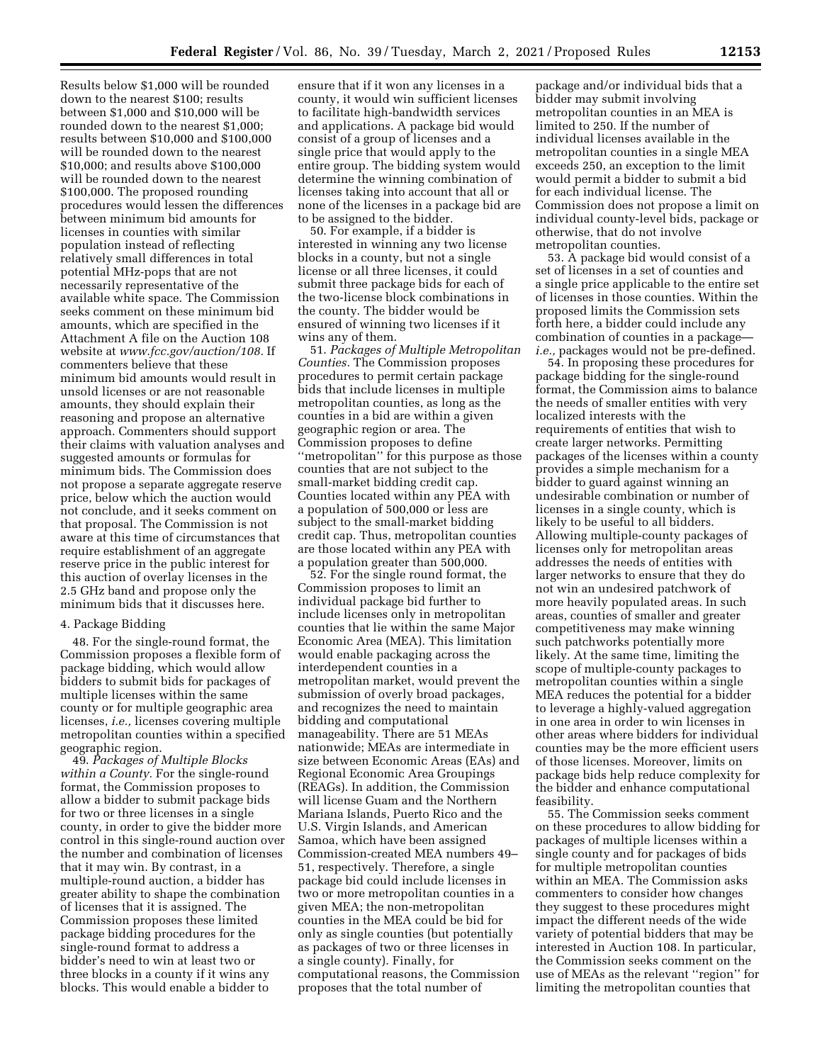Results below $1,000 will be rounded down to the nearest $100; results between $1,000 and $10,000 will be rounded down to the nearest $1,000; results between $10,000 and $100,000 will be rounded down to the nearest $10,000; and results above $100,000 will be rounded down to the nearest $100,000. The proposed rounding procedures would lessen the differences between minimum bid amounts for licenses in counties with similar population instead of reflecting relatively small differences in total potential MHz-pops that are not necessarily representative of the available white space. The Commission seeks comment on these minimum bid amounts, which are specified in the Attachment A file on the Auction 108 website at *www.fcc.gov/auction/108.* If commenters believe that these minimum bid amounts would result in unsold licenses or are not reasonable amounts, they should explain their reasoning and propose an alternative approach. Commenters should support their claims with valuation analyses and suggested amounts or formulas for minimum bids. The Commission does not propose a separate aggregate reserve price, below which the auction would not conclude, and it seeks comment on that proposal. The Commission is not aware at this time of circumstances that require establishment of an aggregate reserve price in the public interest for this auction of overlay licenses in the 2.5 GHz band and propose only the minimum bids that it discusses here.

4. Package Bidding

48. For the single-round format, the Commission proposes a flexible form of package bidding, which would allow bidders to submit bids for packages of multiple licenses within the same county or for multiple geographic area licenses, *i.e.,* licenses covering multiple metropolitan counties within a specified geographic region.

49. *Packages of Multiple Blocks within a County.* For the single-round format, the Commission proposes to allow a bidder to submit package bids for two or three licenses in a single county, in order to give the bidder more control in this single-round auction over the number and combination of licenses that it may win. By contrast, in a multiple-round auction, a bidder has greater ability to shape the combination of licenses that it is assigned. The Commission proposes these limited package bidding procedures for the single-round format to address a bidder's need to win at least two or three blocks in a county if it wins any blocks. This would enable a bidder to ensure that if it won any licenses in a county, it would win sufficient licenses to facilitate high-bandwidth services and applications. A package bid would consist of a group of licenses and a single price that would apply to the entire group. The bidding system would determine the winning combination of licenses taking into account that all or none of the licenses in a package bid are to be assigned to the bidder.

50. For example, if a bidder is interested in winning any two license blocks in a county, but not a single license or all three licenses, it could submit three package bids for each of the two-license block combinations in the county. The bidder would be ensured of winning two licenses if it wins any of them.

51. *Packages of Multiple Metropolitan Counties.* The Commission proposes procedures to permit certain package bids that include licenses in multiple metropolitan counties, as long as the counties in a bid are within a given geographic region or area. The Commission proposes to define "metropolitan" for this purpose as those counties that are not subject to the small-market bidding credit cap. Counties located within any PEA with a population of 500,000 or less are subject to the small-market bidding credit cap. Thus, metropolitan counties are those located within any PEA with a population greater than 500,000.

52. For the single round format, the Commission proposes to limit an individual package bid further to include licenses only in metropolitan counties that lie within the same Major Economic Area (MEA). This limitation would enable packaging across the interdependent counties in a metropolitan market, would prevent the submission of overly broad packages, and recognizes the need to maintain bidding and computational manageability. There are 51 MEAs nationwide; MEAs are intermediate in size between Economic Areas (EAs) and Regional Economic Area Groupings (REAGs). In addition, the Commission will license Guam and the Northern Mariana Islands, Puerto Rico and the U.S. Virgin Islands, and American Samoa, which have been assigned Commission-created MEA numbers 49–51, respectively. Therefore, a single package bid could include licenses in two or more metropolitan counties in a given MEA; the non-metropolitan counties in the MEA could be bid for only as single counties (but potentially as packages of two or three licenses in a single county). Finally, for computational reasons, the Commission proposes that the total number of package and/or individual bids that a bidder may submit involving metropolitan counties in an MEA is limited to 250. If the number of individual licenses available in the metropolitan counties in a single MEA exceeds 250, an exception to the limit would permit a bidder to submit a bid for each individual license. The Commission does not propose a limit on individual county-level bids, package or otherwise, that do not involve metropolitan counties.

53. A package bid would consist of a set of licenses in a set of counties and a single price applicable to the entire set of licenses in those counties. Within the proposed limits the Commission sets forth here, a bidder could include any combination of counties in a package—*i.e.,* packages would not be pre-defined.

54. In proposing these procedures for package bidding for the single-round format, the Commission aims to balance the needs of smaller entities with very localized interests with the requirements of entities that wish to create larger networks. Permitting packages of the licenses within a county provides a simple mechanism for a bidder to guard against winning an undesirable combination or number of licenses in a single county, which is likely to be useful to all bidders. Allowing multiple-county packages of licenses only for metropolitan areas addresses the needs of entities with larger networks to ensure that they do not win an undesired patchwork of more heavily populated areas. In such areas, counties of smaller and greater competitiveness may make winning such patchworks potentially more likely. At the same time, limiting the scope of multiple-county packages to metropolitan counties within a single MEA reduces the potential for a bidder to leverage a highly-valued aggregation in one area in order to win licenses in other areas where bidders for individual counties may be the more efficient users of those licenses. Moreover, limits on package bids help reduce complexity for the bidder and enhance computational feasibility.

55. The Commission seeks comment on these procedures to allow bidding for packages of multiple licenses within a single county and for packages of bids for multiple metropolitan counties within an MEA. The Commission asks commenters to consider how changes they suggest to these procedures might impact the different needs of the wide variety of potential bidders that may be interested in Auction 108. In particular, the Commission seeks comment on the use of MEAs as the relevant "region" for limiting the metropolitan counties that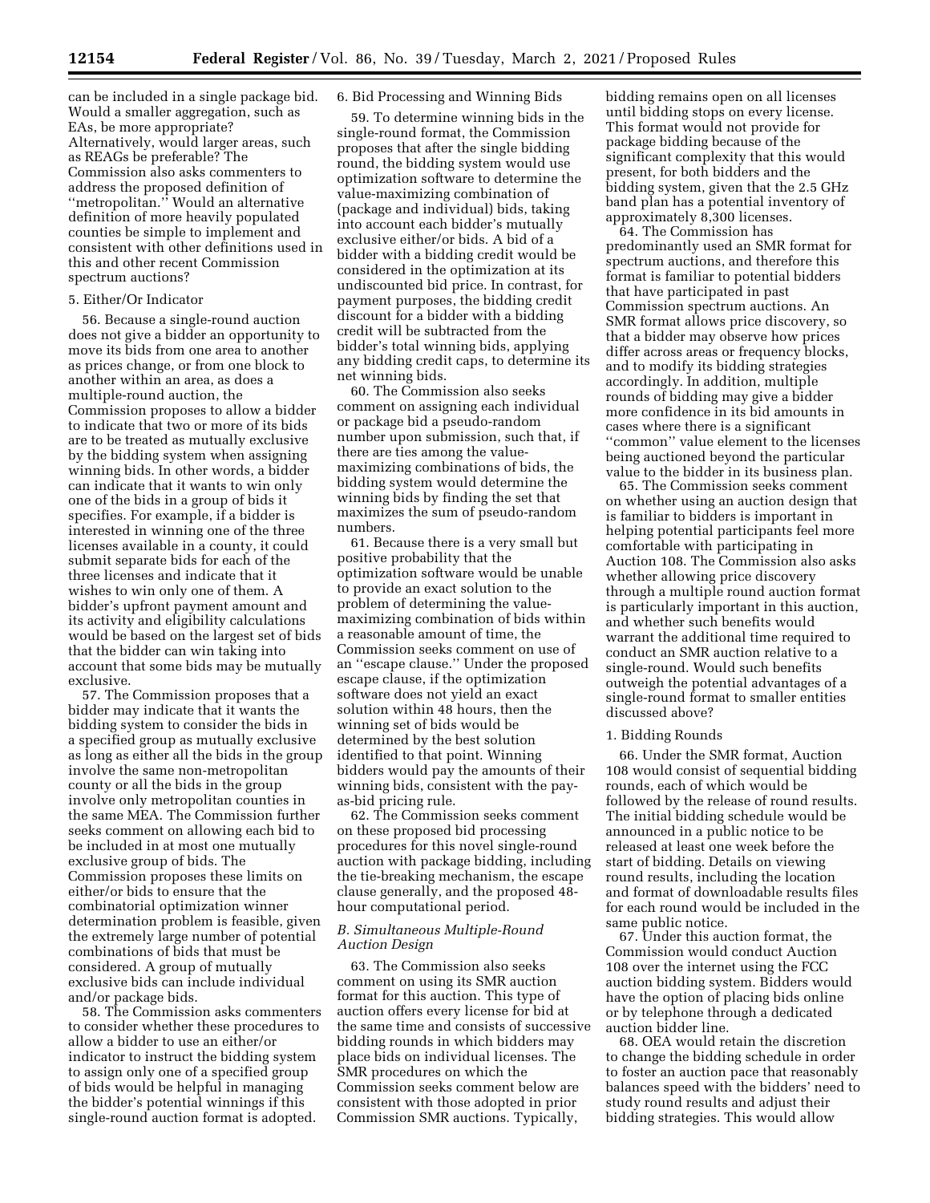can be included in a single package bid. Would a smaller aggregation, such as EAs, be more appropriate? Alternatively, would larger areas, such as REAGs be preferable? The Commission also asks commenters to address the proposed definition of ''metropolitan.'' Would an alternative definition of more heavily populated counties be simple to implement and consistent with other definitions used in this and other recent Commission spectrum auctions?

5. Either/Or Indicator

56. Because a single-round auction does not give a bidder an opportunity to move its bids from one area to another as prices change, or from one block to another within an area, as does a multiple-round auction, the Commission proposes to allow a bidder to indicate that two or more of its bids are to be treated as mutually exclusive by the bidding system when assigning winning bids. In other words, a bidder can indicate that it wants to win only one of the bids in a group of bids it specifies. For example, if a bidder is interested in winning one of the three licenses available in a county, it could submit separate bids for each of the three licenses and indicate that it wishes to win only one of them. A bidder's upfront payment amount and its activity and eligibility calculations would be based on the largest set of bids that the bidder can win taking into account that some bids may be mutually exclusive.

57. The Commission proposes that a bidder may indicate that it wants the bidding system to consider the bids in a specified group as mutually exclusive as long as either all the bids in the group involve the same non-metropolitan county or all the bids in the group involve only metropolitan counties in the same MEA. The Commission further seeks comment on allowing each bid to be included in at most one mutually exclusive group of bids. The Commission proposes these limits on either/or bids to ensure that the combinatorial optimization winner determination problem is feasible, given the extremely large number of potential combinations of bids that must be considered. A group of mutually exclusive bids can include individual and/or package bids.

58. The Commission asks commenters to consider whether these procedures to allow a bidder to use an either/or indicator to instruct the bidding system to assign only one of a specified group of bids would be helpful in managing the bidder's potential winnings if this single-round auction format is adopted.

6. Bid Processing and Winning Bids

59. To determine winning bids in the single-round format, the Commission proposes that after the single bidding round, the bidding system would use optimization software to determine the value-maximizing combination of (package and individual) bids, taking into account each bidder's mutually exclusive either/or bids. A bid of a bidder with a bidding credit would be considered in the optimization at its undiscounted bid price. In contrast, for payment purposes, the bidding credit discount for a bidder with a bidding credit will be subtracted from the bidder's total winning bids, applying any bidding credit caps, to determine its net winning bids.

60. The Commission also seeks comment on assigning each individual or package bid a pseudo-random number upon submission, such that, if there are ties among the value-maximizing combinations of bids, the bidding system would determine the winning bids by finding the set that maximizes the sum of pseudo-random numbers.

61. Because there is a very small but positive probability that the optimization software would be unable to provide an exact solution to the problem of determining the value-maximizing combination of bids within a reasonable amount of time, the Commission seeks comment on use of an ''escape clause.'' Under the proposed escape clause, if the optimization software does not yield an exact solution within 48 hours, then the winning set of bids would be determined by the best solution identified to that point. Winning bidders would pay the amounts of their winning bids, consistent with the pay-as-bid pricing rule.

62. The Commission seeks comment on these proposed bid processing procedures for this novel single-round auction with package bidding, including the tie-breaking mechanism, the escape clause generally, and the proposed 48-hour computational period.

### *B. Simultaneous Multiple-Round Auction Design*

63. The Commission also seeks comment on using its SMR auction format for this auction. This type of auction offers every license for bid at the same time and consists of successive bidding rounds in which bidders may place bids on individual licenses. The SMR procedures on which the Commission seeks comment below are consistent with those adopted in prior Commission SMR auctions. Typically, bidding remains open on all licenses until bidding stops on every license. This format would not provide for package bidding because of the significant complexity that this would present, for both bidders and the bidding system, given that the 2.5 GHz band plan has a potential inventory of approximately 8,300 licenses.

64. The Commission has predominantly used an SMR format for spectrum auctions, and therefore this format is familiar to potential bidders that have participated in past Commission spectrum auctions. An SMR format allows price discovery, so that a bidder may observe how prices differ across areas or frequency blocks, and to modify its bidding strategies accordingly. In addition, multiple rounds of bidding may give a bidder more confidence in its bid amounts in cases where there is a significant ''common'' value element to the licenses being auctioned beyond the particular value to the bidder in its business plan.

65. The Commission seeks comment on whether using an auction design that is familiar to bidders is important in helping potential participants feel more comfortable with participating in Auction 108. The Commission also asks whether allowing price discovery through a multiple round auction format is particularly important in this auction, and whether such benefits would warrant the additional time required to conduct an SMR auction relative to a single-round. Would such benefits outweigh the potential advantages of a single-round format to smaller entities discussed above?

1. Bidding Rounds

66. Under the SMR format, Auction 108 would consist of sequential bidding rounds, each of which would be followed by the release of round results. The initial bidding schedule would be announced in a public notice to be released at least one week before the start of bidding. Details on viewing round results, including the location and format of downloadable results files for each round would be included in the same public notice.

67. Under this auction format, the Commission would conduct Auction 108 over the internet using the FCC auction bidding system. Bidders would have the option of placing bids online or by telephone through a dedicated auction bidder line.

68. OEA would retain the discretion to change the bidding schedule in order to foster an auction pace that reasonably balances speed with the bidders' need to study round results and adjust their bidding strategies. This would allow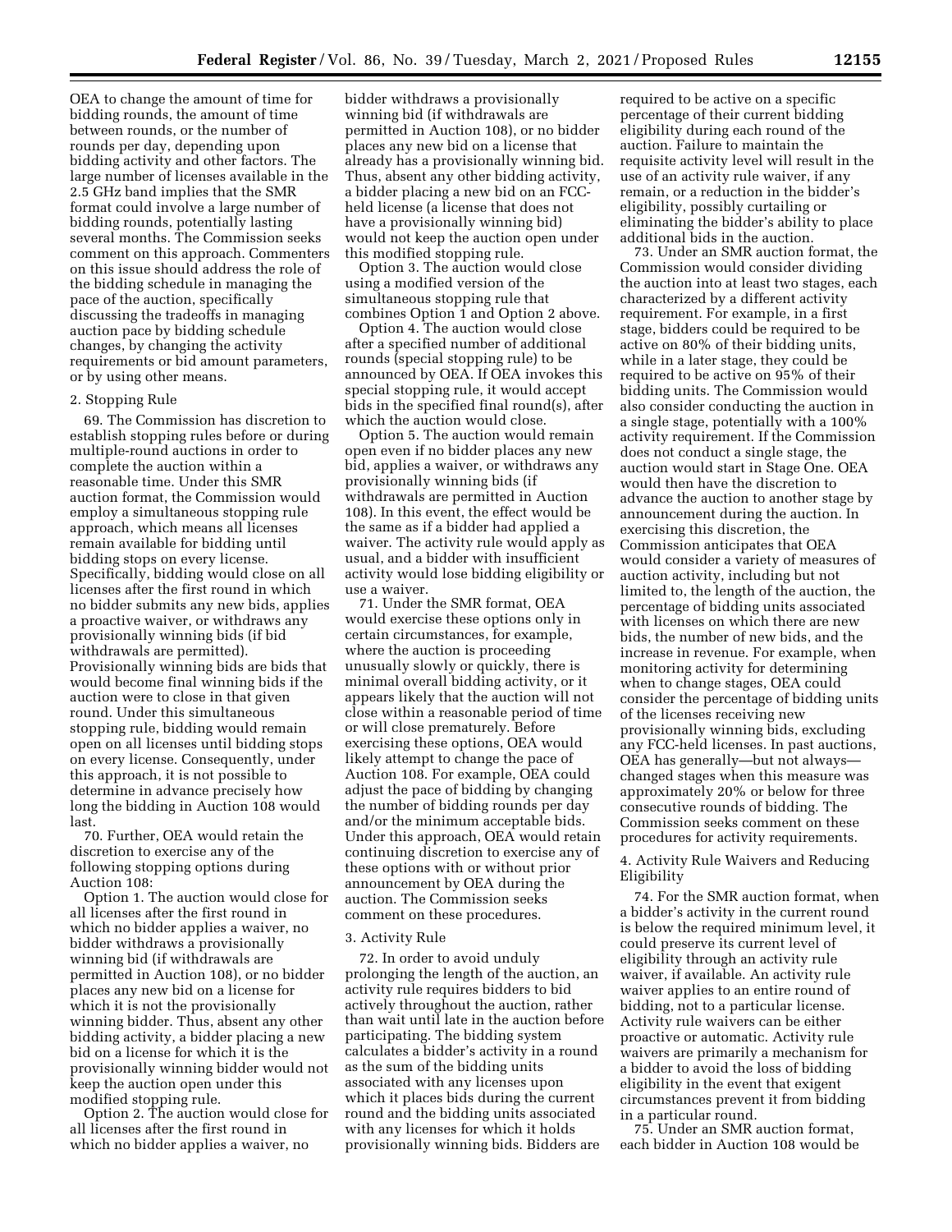OEA to change the amount of time for bidding rounds, the amount of time between rounds, or the number of rounds per day, depending upon bidding activity and other factors. The large number of licenses available in the 2.5 GHz band implies that the SMR format could involve a large number of bidding rounds, potentially lasting several months. The Commission seeks comment on this approach. Commenters on this issue should address the role of the bidding schedule in managing the pace of the auction, specifically discussing the tradeoffs in managing auction pace by bidding schedule changes, by changing the activity requirements or bid amount parameters, or by using other means.

### 2. Stopping Rule

69. The Commission has discretion to establish stopping rules before or during multiple-round auctions in order to complete the auction within a reasonable time. Under this SMR auction format, the Commission would employ a simultaneous stopping rule approach, which means all licenses remain available for bidding until bidding stops on every license. Specifically, bidding would close on all licenses after the first round in which no bidder submits any new bids, applies a proactive waiver, or withdraws any provisionally winning bids (if bid withdrawals are permitted). Provisionally winning bids are bids that would become final winning bids if the auction were to close in that given round. Under this simultaneous stopping rule, bidding would remain open on all licenses until bidding stops on every license. Consequently, under this approach, it is not possible to determine in advance precisely how long the bidding in Auction 108 would last.

70. Further, OEA would retain the discretion to exercise any of the following stopping options during Auction 108:

Option 1. The auction would close for all licenses after the first round in which no bidder applies a waiver, no bidder withdraws a provisionally winning bid (if withdrawals are permitted in Auction 108), or no bidder places any new bid on a license for which it is not the provisionally winning bidder. Thus, absent any other bidding activity, a bidder placing a new bid on a license for which it is the provisionally winning bidder would not keep the auction open under this modified stopping rule.

Option 2. The auction would close for all licenses after the first round in which no bidder applies a waiver, no bidder withdraws a provisionally winning bid (if withdrawals are permitted in Auction 108), or no bidder places any new bid on a license that already has a provisionally winning bid. Thus, absent any other bidding activity, a bidder placing a new bid on an FCC-held license (a license that does not have a provisionally winning bid) would not keep the auction open under this modified stopping rule.

Option 3. The auction would close using a modified version of the simultaneous stopping rule that combines Option 1 and Option 2 above.

Option 4. The auction would close after a specified number of additional rounds (special stopping rule) to be announced by OEA. If OEA invokes this special stopping rule, it would accept bids in the specified final round(s), after which the auction would close.

Option 5. The auction would remain open even if no bidder places any new bid, applies a waiver, or withdraws any provisionally winning bids (if withdrawals are permitted in Auction 108). In this event, the effect would be the same as if a bidder had applied a waiver. The activity rule would apply as usual, and a bidder with insufficient activity would lose bidding eligibility or use a waiver.

71. Under the SMR format, OEA would exercise these options only in certain circumstances, for example, where the auction is proceeding unusually slowly or quickly, there is minimal overall bidding activity, or it appears likely that the auction will not close within a reasonable period of time or will close prematurely. Before exercising these options, OEA would likely attempt to change the pace of Auction 108. For example, OEA could adjust the pace of bidding by changing the number of bidding rounds per day and/or the minimum acceptable bids. Under this approach, OEA would retain continuing discretion to exercise any of these options with or without prior announcement by OEA during the auction. The Commission seeks comment on these procedures.

### 3. Activity Rule

72. In order to avoid unduly prolonging the length of the auction, an activity rule requires bidders to bid actively throughout the auction, rather than wait until late in the auction before participating. The bidding system calculates a bidder's activity in a round as the sum of the bidding units associated with any licenses upon which it places bids during the current round and the bidding units associated with any licenses for which it holds provisionally winning bids. Bidders are required to be active on a specific percentage of their current bidding eligibility during each round of the auction. Failure to maintain the requisite activity level will result in the use of an activity rule waiver, if any remain, or a reduction in the bidder's eligibility, possibly curtailing or eliminating the bidder's ability to place additional bids in the auction.

73. Under an SMR auction format, the Commission would consider dividing the auction into at least two stages, each characterized by a different activity requirement. For example, in a first stage, bidders could be required to be active on 80% of their bidding units, while in a later stage, they could be required to be active on 95% of their bidding units. The Commission would also consider conducting the auction in a single stage, potentially with a 100% activity requirement. If the Commission does not conduct a single stage, the auction would start in Stage One. OEA would then have the discretion to advance the auction to another stage by announcement during the auction. In exercising this discretion, the Commission anticipates that OEA would consider a variety of measures of auction activity, including but not limited to, the length of the auction, the percentage of bidding units associated with licenses on which there are new bids, the number of new bids, and the increase in revenue. For example, when monitoring activity for determining when to change stages, OEA could consider the percentage of bidding units of the licenses receiving new provisionally winning bids, excluding any FCC-held licenses. In past auctions, OEA has generally—but not always—changed stages when this measure was approximately 20% or below for three consecutive rounds of bidding. The Commission seeks comment on these procedures for activity requirements.

### 4. Activity Rule Waivers and Reducing Eligibility

74. For the SMR auction format, when a bidder's activity in the current round is below the required minimum level, it could preserve its current level of eligibility through an activity rule waiver, if available. An activity rule waiver applies to an entire round of bidding, not to a particular license. Activity rule waivers can be either proactive or automatic. Activity rule waivers are primarily a mechanism for a bidder to avoid the loss of bidding eligibility in the event that exigent circumstances prevent it from bidding in a particular round.

75. Under an SMR auction format, each bidder in Auction 108 would be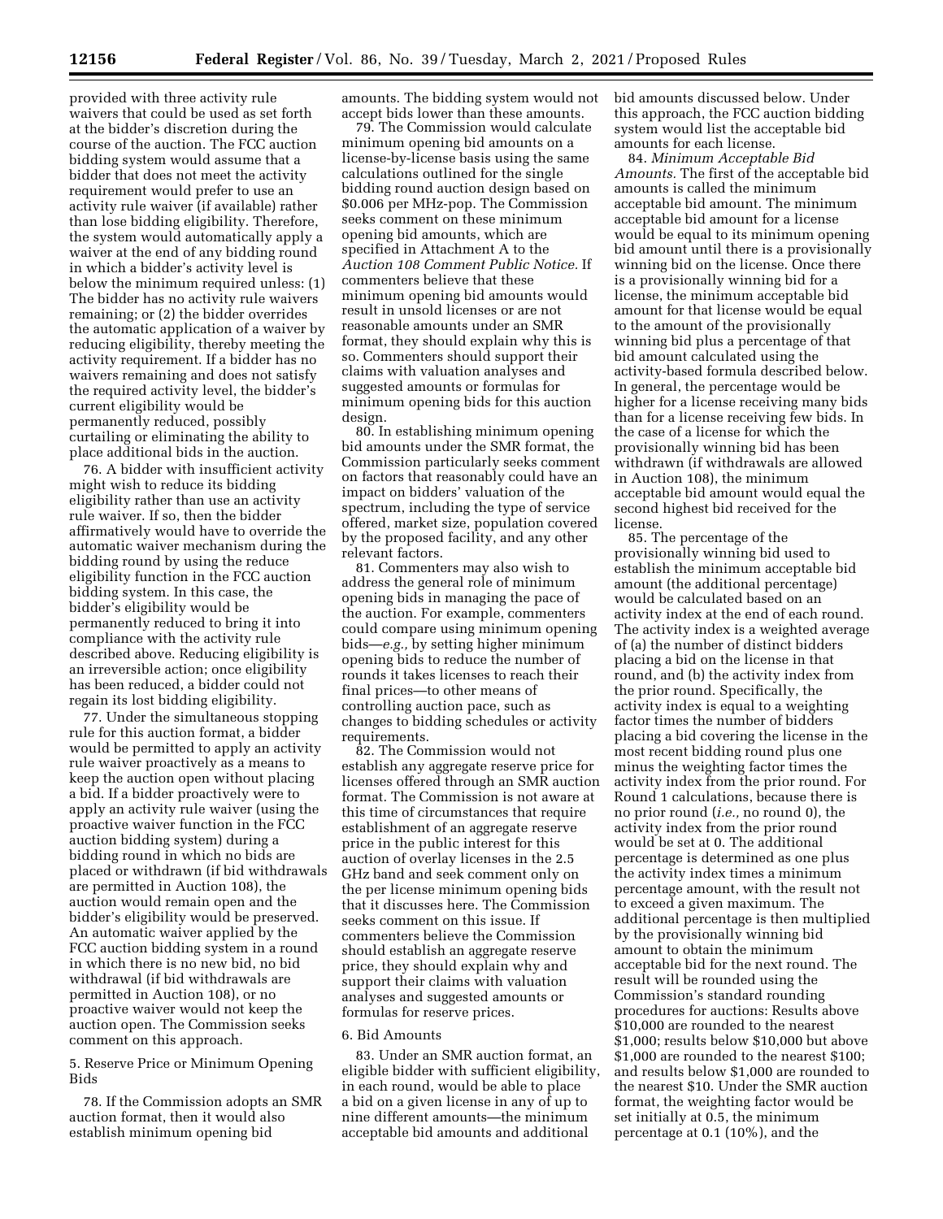provided with three activity rule waivers that could be used as set forth at the bidder's discretion during the course of the auction. The FCC auction bidding system would assume that a bidder that does not meet the activity requirement would prefer to use an activity rule waiver (if available) rather than lose bidding eligibility. Therefore, the system would automatically apply a waiver at the end of any bidding round in which a bidder's activity level is below the minimum required unless: (1) The bidder has no activity rule waivers remaining; or (2) the bidder overrides the automatic application of a waiver by reducing eligibility, thereby meeting the activity requirement. If a bidder has no waivers remaining and does not satisfy the required activity level, the bidder's current eligibility would be permanently reduced, possibly curtailing or eliminating the ability to place additional bids in the auction.

76. A bidder with insufficient activity might wish to reduce its bidding eligibility rather than use an activity rule waiver. If so, then the bidder affirmatively would have to override the automatic waiver mechanism during the bidding round by using the reduce eligibility function in the FCC auction bidding system. In this case, the bidder's eligibility would be permanently reduced to bring it into compliance with the activity rule described above. Reducing eligibility is an irreversible action; once eligibility has been reduced, a bidder could not regain its lost bidding eligibility.

77. Under the simultaneous stopping rule for this auction format, a bidder would be permitted to apply an activity rule waiver proactively as a means to keep the auction open without placing a bid. If a bidder proactively were to apply an activity rule waiver (using the proactive waiver function in the FCC auction bidding system) during a bidding round in which no bids are placed or withdrawn (if bid withdrawals are permitted in Auction 108), the auction would remain open and the bidder's eligibility would be preserved. An automatic waiver applied by the FCC auction bidding system in a round in which there is no new bid, no bid withdrawal (if bid withdrawals are permitted in Auction 108), or no proactive waiver would not keep the auction open. The Commission seeks comment on this approach.

5. Reserve Price or Minimum Opening Bids

78. If the Commission adopts an SMR auction format, then it would also establish minimum opening bid amounts. The bidding system would not accept bids lower than these amounts.

79. The Commission would calculate minimum opening bid amounts on a license-by-license basis using the same calculations outlined for the single bidding round auction design based on \$0.006 per MHz-pop. The Commission seeks comment on these minimum opening bid amounts, which are specified in Attachment A to the *Auction 108 Comment Public Notice.* If commenters believe that these minimum opening bid amounts would result in unsold licenses or are not reasonable amounts under an SMR format, they should explain why this is so. Commenters should support their claims with valuation analyses and suggested amounts or formulas for minimum opening bids for this auction design.

80. In establishing minimum opening bid amounts under the SMR format, the Commission particularly seeks comment on factors that reasonably could have an impact on bidders' valuation of the spectrum, including the type of service offered, market size, population covered by the proposed facility, and any other relevant factors.

81. Commenters may also wish to address the general role of minimum opening bids in managing the pace of the auction. For example, commenters could compare using minimum opening bids—*e.g.,* by setting higher minimum opening bids to reduce the number of rounds it takes licenses to reach their final prices—to other means of controlling auction pace, such as changes to bidding schedules or activity requirements.

82. The Commission would not establish any aggregate reserve price for licenses offered through an SMR auction format. The Commission is not aware at this time of circumstances that require establishment of an aggregate reserve price in the public interest for this auction of overlay licenses in the 2.5 GHz band and seek comment only on the per license minimum opening bids that it discusses here. The Commission seeks comment on this issue. If commenters believe the Commission should establish an aggregate reserve price, they should explain why and support their claims with valuation analyses and suggested amounts or formulas for reserve prices.

6. Bid Amounts

83. Under an SMR auction format, an eligible bidder with sufficient eligibility, in each round, would be able to place a bid on a given license in any of up to nine different amounts—the minimum acceptable bid amounts and additional bid amounts discussed below. Under this approach, the FCC auction bidding system would list the acceptable bid amounts for each license.

84. *Minimum Acceptable Bid Amounts.* The first of the acceptable bid amounts is called the minimum acceptable bid amount. The minimum acceptable bid amount for a license would be equal to its minimum opening bid amount until there is a provisionally winning bid on the license. Once there is a provisionally winning bid for a license, the minimum acceptable bid amount for that license would be equal to the amount of the provisionally winning bid plus a percentage of that bid amount calculated using the activity-based formula described below. In general, the percentage would be higher for a license receiving many bids than for a license receiving few bids. In the case of a license for which the provisionally winning bid has been withdrawn (if withdrawals are allowed in Auction 108), the minimum acceptable bid amount would equal the second highest bid received for the license.

85. The percentage of the provisionally winning bid used to establish the minimum acceptable bid amount (the additional percentage) would be calculated based on an activity index at the end of each round. The activity index is a weighted average of (a) the number of distinct bidders placing a bid on the license in that round, and (b) the activity index from the prior round. Specifically, the activity index is equal to a weighting factor times the number of bidders placing a bid covering the license in the most recent bidding round plus one minus the weighting factor times the activity index from the prior round. For Round 1 calculations, because there is no prior round (*i.e.,* no round 0), the activity index from the prior round would be set at 0. The additional percentage is determined as one plus the activity index times a minimum percentage amount, with the result not to exceed a given maximum. The additional percentage is then multiplied by the provisionally winning bid amount to obtain the minimum acceptable bid for the next round. The result will be rounded using the Commission's standard rounding procedures for auctions: Results above \$10,000 are rounded to the nearest \$1,000; results below \$10,000 but above \$1,000 are rounded to the nearest \$100; and results below \$1,000 are rounded to the nearest \$10. Under the SMR auction format, the weighting factor would be set initially at 0.5, the minimum percentage at 0.1 (10%), and the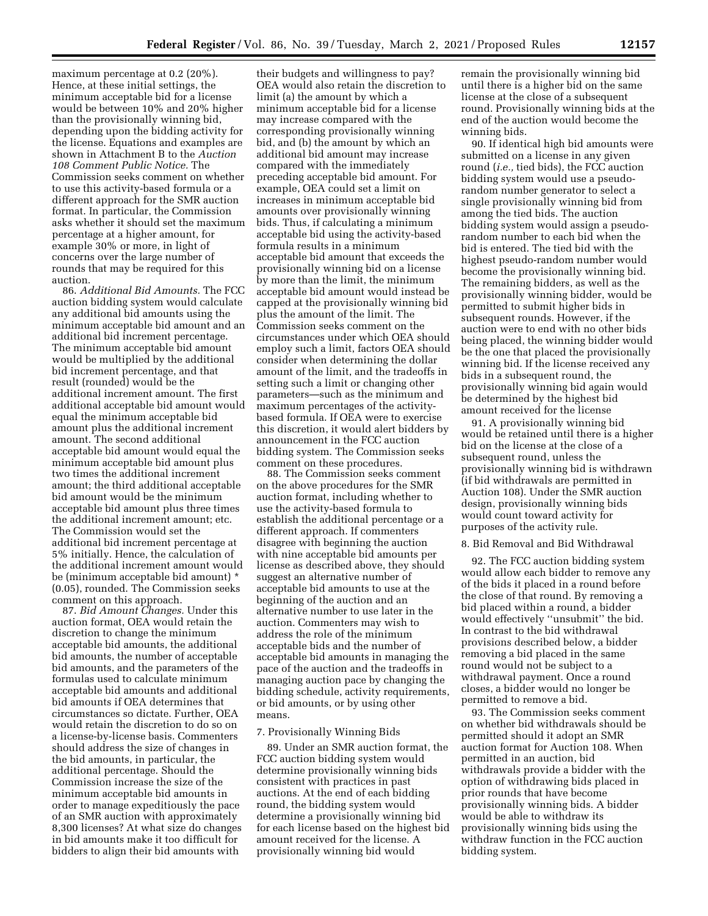maximum percentage at 0.2 (20%). Hence, at these initial settings, the minimum acceptable bid for a license would be between 10% and 20% higher than the provisionally winning bid, depending upon the bidding activity for the license. Equations and examples are shown in Attachment B to the *Auction 108 Comment Public Notice.* The Commission seeks comment on whether to use this activity-based formula or a different approach for the SMR auction format. In particular, the Commission asks whether it should set the maximum percentage at a higher amount, for example 30% or more, in light of concerns over the large number of rounds that may be required for this auction.

86. *Additional Bid Amounts.* The FCC auction bidding system would calculate any additional bid amounts using the minimum acceptable bid amount and an additional bid increment percentage. The minimum acceptable bid amount would be multiplied by the additional bid increment percentage, and that result (rounded) would be the additional increment amount. The first additional acceptable bid amount would equal the minimum acceptable bid amount plus the additional increment amount. The second additional acceptable bid amount would equal the minimum acceptable bid amount plus two times the additional increment amount; the third additional acceptable bid amount would be the minimum acceptable bid amount plus three times the additional increment amount; etc. The Commission would set the additional bid increment percentage at 5% initially. Hence, the calculation of the additional increment amount would be (minimum acceptable bid amount) * (0.05), rounded. The Commission seeks comment on this approach.

87. *Bid Amount Changes.* Under this auction format, OEA would retain the discretion to change the minimum acceptable bid amounts, the additional bid amounts, the number of acceptable bid amounts, and the parameters of the formulas used to calculate minimum acceptable bid amounts and additional bid amounts if OEA determines that circumstances so dictate. Further, OEA would retain the discretion to do so on a license-by-license basis. Commenters should address the size of changes in the bid amounts, in particular, the additional percentage. Should the Commission increase the size of the minimum acceptable bid amounts in order to manage expeditiously the pace of an SMR auction with approximately 8,300 licenses? At what size do changes in bid amounts make it too difficult for bidders to align their bid amounts with their budgets and willingness to pay? OEA would also retain the discretion to limit (a) the amount by which a minimum acceptable bid for a license may increase compared with the corresponding provisionally winning bid, and (b) the amount by which an additional bid amount may increase compared with the immediately preceding acceptable bid amount. For example, OEA could set a limit on increases in minimum acceptable bid amounts over provisionally winning bids. Thus, if calculating a minimum acceptable bid using the activity-based formula results in a minimum acceptable bid amount that exceeds the provisionally winning bid on a license by more than the limit, the minimum acceptable bid amount would instead be capped at the provisionally winning bid plus the amount of the limit. The Commission seeks comment on the circumstances under which OEA should employ such a limit, factors OEA should consider when determining the dollar amount of the limit, and the tradeoffs in setting such a limit or changing other parameters—such as the minimum and maximum percentages of the activity-based formula. If OEA were to exercise this discretion, it would alert bidders by announcement in the FCC auction bidding system. The Commission seeks comment on these procedures.

88. The Commission seeks comment on the above procedures for the SMR auction format, including whether to use the activity-based formula to establish the additional percentage or a different approach. If commenters disagree with beginning the auction with nine acceptable bid amounts per license as described above, they should suggest an alternative number of acceptable bid amounts to use at the beginning of the auction and an alternative number to use later in the auction. Commenters may wish to address the role of the minimum acceptable bids and the number of acceptable bid amounts in managing the pace of the auction and the tradeoffs in managing auction pace by changing the bidding schedule, activity requirements, or bid amounts, or by using other means.

7. Provisionally Winning Bids

89. Under an SMR auction format, the FCC auction bidding system would determine provisionally winning bids consistent with practices in past auctions. At the end of each bidding round, the bidding system would determine a provisionally winning bid for each license based on the highest bid amount received for the license. A provisionally winning bid would remain the provisionally winning bid until there is a higher bid on the same license at the close of a subsequent round. Provisionally winning bids at the end of the auction would become the winning bids.

90. If identical high bid amounts were submitted on a license in any given round (*i.e.,* tied bids), the FCC auction bidding system would use a pseudo-random number generator to select a single provisionally winning bid from among the tied bids. The auction bidding system would assign a pseudo-random number to each bid when the bid is entered. The tied bid with the highest pseudo-random number would become the provisionally winning bid. The remaining bidders, as well as the provisionally winning bidder, would be permitted to submit higher bids in subsequent rounds. However, if the auction were to end with no other bids being placed, the winning bidder would be the one that placed the provisionally winning bid. If the license received any bids in a subsequent round, the provisionally winning bid again would be determined by the highest bid amount received for the license

91. A provisionally winning bid would be retained until there is a higher bid on the license at the close of a subsequent round, unless the provisionally winning bid is withdrawn (if bid withdrawals are permitted in Auction 108). Under the SMR auction design, provisionally winning bids would count toward activity for purposes of the activity rule.

8. Bid Removal and Bid Withdrawal

92. The FCC auction bidding system would allow each bidder to remove any of the bids it placed in a round before the close of that round. By removing a bid placed within a round, a bidder would effectively ''unsubmit'' the bid. In contrast to the bid withdrawal provisions described below, a bidder removing a bid placed in the same round would not be subject to a withdrawal payment. Once a round closes, a bidder would no longer be permitted to remove a bid.

93. The Commission seeks comment on whether bid withdrawals should be permitted should it adopt an SMR auction format for Auction 108. When permitted in an auction, bid withdrawals provide a bidder with the option of withdrawing bids placed in prior rounds that have become provisionally winning bids. A bidder would be able to withdraw its provisionally winning bids using the withdraw function in the FCC auction bidding system.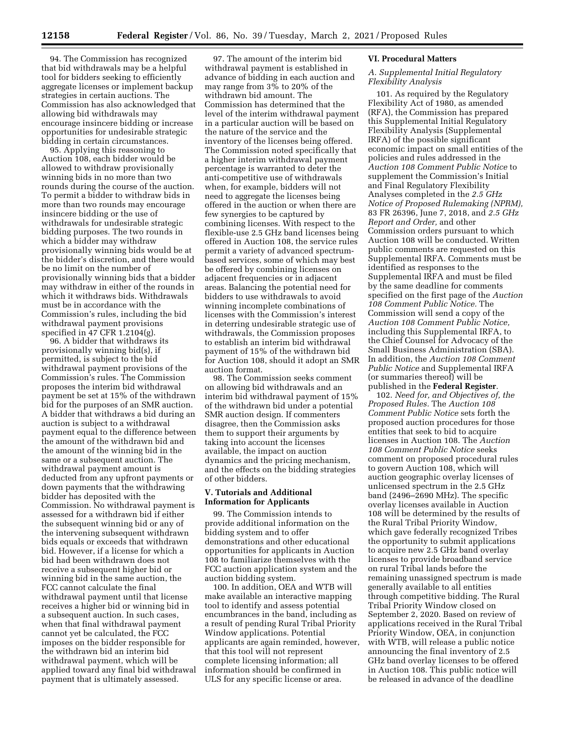94. The Commission has recognized that bid withdrawals may be a helpful tool for bidders seeking to efficiently aggregate licenses or implement backup strategies in certain auctions. The Commission has also acknowledged that allowing bid withdrawals may encourage insincere bidding or increase opportunities for undesirable strategic bidding in certain circumstances.

95. Applying this reasoning to Auction 108, each bidder would be allowed to withdraw provisionally winning bids in no more than two rounds during the course of the auction. To permit a bidder to withdraw bids in more than two rounds may encourage insincere bidding or the use of withdrawals for undesirable strategic bidding purposes. The two rounds in which a bidder may withdraw provisionally winning bids would be at the bidder's discretion, and there would be no limit on the number of provisionally winning bids that a bidder may withdraw in either of the rounds in which it withdraws bids. Withdrawals must be in accordance with the Commission's rules, including the bid withdrawal payment provisions specified in 47 CFR 1.2104(g).

96. A bidder that withdraws its provisionally winning bid(s), if permitted, is subject to the bid withdrawal payment provisions of the Commission's rules. The Commission proposes the interim bid withdrawal payment be set at 15% of the withdrawn bid for the purposes of an SMR auction. A bidder that withdraws a bid during an auction is subject to a withdrawal payment equal to the difference between the amount of the withdrawn bid and the amount of the winning bid in the same or a subsequent auction. The withdrawal payment amount is deducted from any upfront payments or down payments that the withdrawing bidder has deposited with the Commission. No withdrawal payment is assessed for a withdrawn bid if either the subsequent winning bid or any of the intervening subsequent withdrawn bids equals or exceeds that withdrawn bid. However, if a license for which a bid had been withdrawn does not receive a subsequent higher bid or winning bid in the same auction, the FCC cannot calculate the final withdrawal payment until that license receives a higher bid or winning bid in a subsequent auction. In such cases, when that final withdrawal payment cannot yet be calculated, the FCC imposes on the bidder responsible for the withdrawn bid an interim bid withdrawal payment, which will be applied toward any final bid withdrawal payment that is ultimately assessed.

97. The amount of the interim bid withdrawal payment is established in advance of bidding in each auction and may range from 3% to 20% of the withdrawn bid amount. The Commission has determined that the level of the interim withdrawal payment in a particular auction will be based on the nature of the service and the inventory of the licenses being offered. The Commission noted specifically that a higher interim withdrawal payment percentage is warranted to deter the anti-competitive use of withdrawals when, for example, bidders will not need to aggregate the licenses being offered in the auction or when there are few synergies to be captured by combining licenses. With respect to the flexible-use 2.5 GHz band licenses being offered in Auction 108, the service rules permit a variety of advanced spectrum-based services, some of which may best be offered by combining licenses on adjacent frequencies or in adjacent areas. Balancing the potential need for bidders to use withdrawals to avoid winning incomplete combinations of licenses with the Commission's interest in deterring undesirable strategic use of withdrawals, the Commission proposes to establish an interim bid withdrawal payment of 15% of the withdrawn bid for Auction 108, should it adopt an SMR auction format.

98. The Commission seeks comment on allowing bid withdrawals and an interim bid withdrawal payment of 15% of the withdrawn bid under a potential SMR auction design. If commenters disagree, then the Commission asks them to support their arguments by taking into account the licenses available, the impact on auction dynamics and the pricing mechanism, and the effects on the bidding strategies of other bidders.

## V. Tutorials and Additional Information for Applicants

99. The Commission intends to provide additional information on the bidding system and to offer demonstrations and other educational opportunities for applicants in Auction 108 to familiarize themselves with the FCC auction application system and the auction bidding system.

100. In addition, OEA and WTB will make available an interactive mapping tool to identify and assess potential encumbrances in the band, including as a result of pending Rural Tribal Priority Window applications. Potential applicants are again reminded, however, that this tool will not represent complete licensing information; all information should be confirmed in ULS for any specific license or area.

## VI. Procedural Matters

### A. Supplemental Initial Regulatory Flexibility Analysis

101. As required by the Regulatory Flexibility Act of 1980, as amended (RFA), the Commission has prepared this Supplemental Initial Regulatory Flexibility Analysis (Supplemental IRFA) of the possible significant economic impact on small entities of the policies and rules addressed in the *Auction 108 Comment Public Notice* to supplement the Commission's Initial and Final Regulatory Flexibility Analyses completed in the *2.5 GHz Notice of Proposed Rulemaking (NPRM),* 83 FR 26396, June 7, 2018, and *2.5 GHz Report and Order,* and other Commission orders pursuant to which Auction 108 will be conducted. Written public comments are requested on this Supplemental IRFA. Comments must be identified as responses to the Supplemental IRFA and must be filed by the same deadline for comments specified on the first page of the *Auction 108 Comment Public Notice.* The Commission will send a copy of the *Auction 108 Comment Public Notice,* including this Supplemental IRFA, to the Chief Counsel for Advocacy of the Small Business Administration (SBA). In addition, the *Auction 108 Comment Public Notice* and Supplemental IRFA (or summaries thereof) will be published in the **Federal Register**.

102. *Need for, and Objectives of, the Proposed Rules.* The *Auction 108 Comment Public Notice* sets forth the proposed auction procedures for those entities that seek to bid to acquire licenses in Auction 108. The *Auction 108 Comment Public Notice* seeks comment on proposed procedural rules to govern Auction 108, which will auction geographic overlay licenses of unlicensed spectrum in the 2.5 GHz band (2496–2690 MHz). The specific overlay licenses available in Auction 108 will be determined by the results of the Rural Tribal Priority Window, which gave federally recognized Tribes the opportunity to submit applications to acquire new 2.5 GHz band overlay licenses to provide broadband service on rural Tribal lands before the remaining unassigned spectrum is made generally available to all entities through competitive bidding. The Rural Tribal Priority Window closed on September 2, 2020. Based on review of applications received in the Rural Tribal Priority Window, OEA, in conjunction with WTB, will release a public notice announcing the final inventory of 2.5 GHz band overlay licenses to be offered in Auction 108. This public notice will be released in advance of the deadline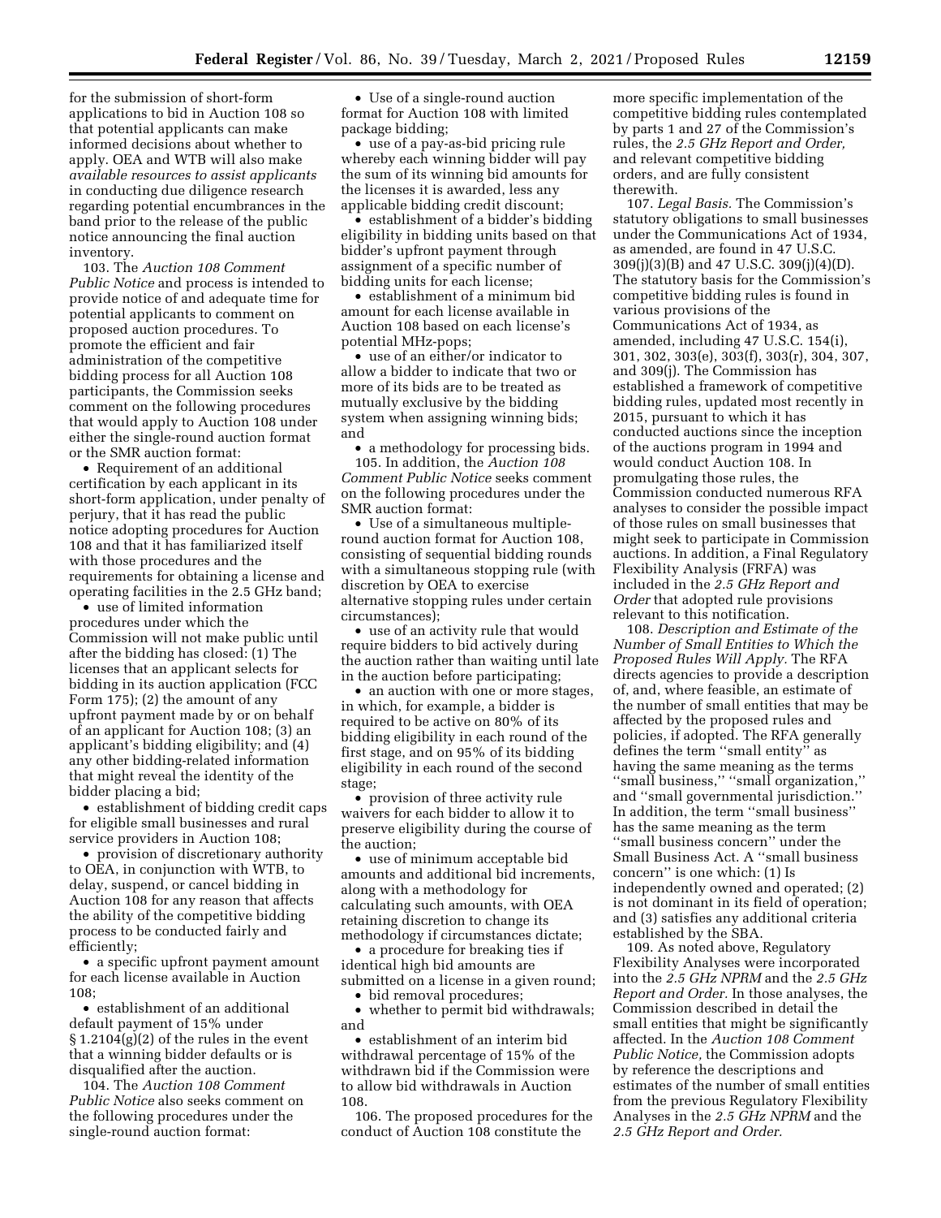for the submission of short-form applications to bid in Auction 108 so that potential applicants can make informed decisions about whether to apply. OEA and WTB will also make *available resources to assist applicants* in conducting due diligence research regarding potential encumbrances in the band prior to the release of the public notice announcing the final auction inventory.

103. The *Auction 108 Comment Public Notice* and process is intended to provide notice of and adequate time for potential applicants to comment on proposed auction procedures. To promote the efficient and fair administration of the competitive bidding process for all Auction 108 participants, the Commission seeks comment on the following procedures that would apply to Auction 108 under either the single-round auction format or the SMR auction format:

- Requirement of an additional certification by each applicant in its short-form application, under penalty of perjury, that it has read the public notice adopting procedures for Auction 108 and that it has familiarized itself with those procedures and the requirements for obtaining a license and operating facilities in the 2.5 GHz band;
- use of limited information procedures under which the Commission will not make public until after the bidding has closed: (1) The licenses that an applicant selects for bidding in its auction application (FCC Form 175); (2) the amount of any upfront payment made by or on behalf of an applicant for Auction 108; (3) an applicant's bidding eligibility; and (4) any other bidding-related information that might reveal the identity of the bidder placing a bid;
- establishment of bidding credit caps for eligible small businesses and rural service providers in Auction 108;
- provision of discretionary authority to OEA, in conjunction with WTB, to delay, suspend, or cancel bidding in Auction 108 for any reason that affects the ability of the competitive bidding process to be conducted fairly and efficiently;
- a specific upfront payment amount for each license available in Auction 108;
- establishment of an additional default payment of 15% under § 1.2104(g)(2) of the rules in the event that a winning bidder defaults or is disqualified after the auction.

104. The *Auction 108 Comment Public Notice* also seeks comment on the following procedures under the single-round auction format:

- Use of a single-round auction format for Auction 108 with limited package bidding;
- use of a pay-as-bid pricing rule whereby each winning bidder will pay the sum of its winning bid amounts for the licenses it is awarded, less any applicable bidding credit discount;
- establishment of a bidder's bidding eligibility in bidding units based on that bidder's upfront payment through assignment of a specific number of bidding units for each license;
- establishment of a minimum bid amount for each license available in Auction 108 based on each license's potential MHz-pops;
- use of an either/or indicator to allow a bidder to indicate that two or more of its bids are to be treated as mutually exclusive by the bidding system when assigning winning bids; and
- a methodology for processing bids.

105. In addition, the *Auction 108 Comment Public Notice* seeks comment on the following procedures under the SMR auction format:

- Use of a simultaneous multiple-round auction format for Auction 108, consisting of sequential bidding rounds with a simultaneous stopping rule (with discretion by OEA to exercise alternative stopping rules under certain circumstances);
- use of an activity rule that would require bidders to bid actively during the auction rather than waiting until late in the auction before participating;
- an auction with one or more stages, in which, for example, a bidder is required to be active on 80% of its bidding eligibility in each round of the first stage, and on 95% of its bidding eligibility in each round of the second stage;
- provision of three activity rule waivers for each bidder to allow it to preserve eligibility during the course of the auction;
- use of minimum acceptable bid amounts and additional bid increments, along with a methodology for calculating such amounts, with OEA retaining discretion to change its methodology if circumstances dictate;
- a procedure for breaking ties if identical high bid amounts are submitted on a license in a given round;
- bid removal procedures;
- whether to permit bid withdrawals; and
- establishment of an interim bid withdrawal percentage of 15% of the withdrawn bid if the Commission were to allow bid withdrawals in Auction 108.

106. The proposed procedures for the conduct of Auction 108 constitute the more specific implementation of the competitive bidding rules contemplated by parts 1 and 27 of the Commission's rules, the *2.5 GHz Report and Order,* and relevant competitive bidding orders, and are fully consistent therewith.

107. *Legal Basis.* The Commission's statutory obligations to small businesses under the Communications Act of 1934, as amended, are found in 47 U.S.C. 309(j)(3)(B) and 47 U.S.C. 309(j)(4)(D). The statutory basis for the Commission's competitive bidding rules is found in various provisions of the Communications Act of 1934, as amended, including 47 U.S.C. 154(i), 301, 302, 303(e), 303(f), 303(r), 304, 307, and 309(j). The Commission has established a framework of competitive bidding rules, updated most recently in 2015, pursuant to which it has conducted auctions since the inception of the auctions program in 1994 and would conduct Auction 108. In promulgating those rules, the Commission conducted numerous RFA analyses to consider the possible impact of those rules on small businesses that might seek to participate in Commission auctions. In addition, a Final Regulatory Flexibility Analysis (FRFA) was included in the *2.5 GHz Report and Order* that adopted rule provisions relevant to this notification.

108. *Description and Estimate of the Number of Small Entities to Which the Proposed Rules Will Apply.* The RFA directs agencies to provide a description of, and, where feasible, an estimate of the number of small entities that may be affected by the proposed rules and policies, if adopted. The RFA generally defines the term "small entity" as having the same meaning as the terms "small business," "small organization," and "small governmental jurisdiction." In addition, the term "small business" has the same meaning as the term "small business concern" under the Small Business Act. A "small business concern" is one which: (1) Is independently owned and operated; (2) is not dominant in its field of operation; and (3) satisfies any additional criteria established by the SBA.

109. As noted above, Regulatory Flexibility Analyses were incorporated into the *2.5 GHz NPRM* and the *2.5 GHz Report and Order.* In those analyses, the Commission described in detail the small entities that might be significantly affected. In the *Auction 108 Comment Public Notice,* the Commission adopts by reference the descriptions and estimates of the number of small entities from the previous Regulatory Flexibility Analyses in the *2.5 GHz NPRM* and the *2.5 GHz Report and Order.*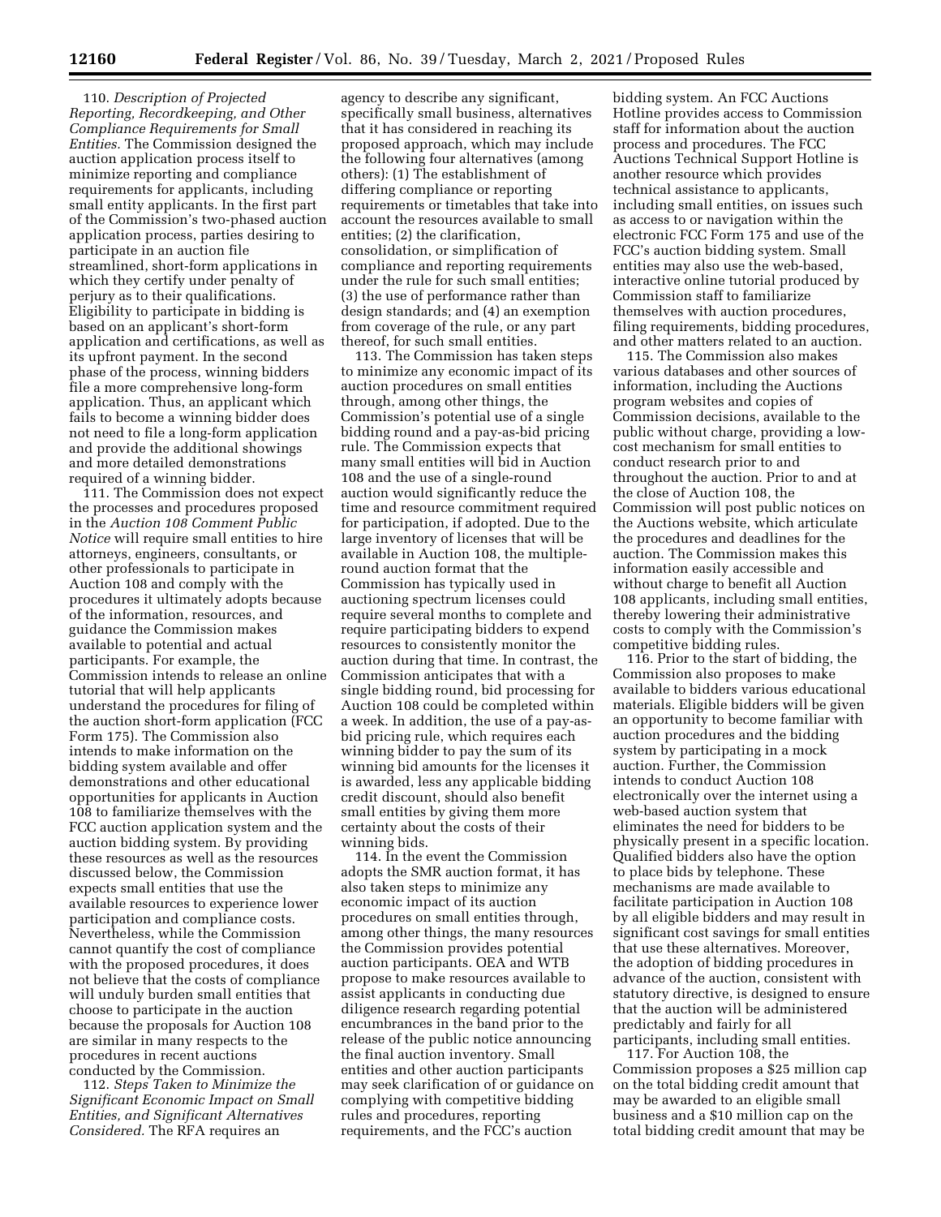110. *Description of Projected Reporting, Recordkeeping, and Other Compliance Requirements for Small Entities.* The Commission designed the auction application process itself to minimize reporting and compliance requirements for applicants, including small entity applicants. In the first part of the Commission's two-phased auction application process, parties desiring to participate in an auction file streamlined, short-form applications in which they certify under penalty of perjury as to their qualifications. Eligibility to participate in bidding is based on an applicant's short-form application and certifications, as well as its upfront payment. In the second phase of the process, winning bidders file a more comprehensive long-form application. Thus, an applicant which fails to become a winning bidder does not need to file a long-form application and provide the additional showings and more detailed demonstrations required of a winning bidder.

111. The Commission does not expect the processes and procedures proposed in the *Auction 108 Comment Public Notice* will require small entities to hire attorneys, engineers, consultants, or other professionals to participate in Auction 108 and comply with the procedures it ultimately adopts because of the information, resources, and guidance the Commission makes available to potential and actual participants. For example, the Commission intends to release an online tutorial that will help applicants understand the procedures for filing of the auction short-form application (FCC Form 175). The Commission also intends to make information on the bidding system available and offer demonstrations and other educational opportunities for applicants in Auction 108 to familiarize themselves with the FCC auction application system and the auction bidding system. By providing these resources as well as the resources discussed below, the Commission expects small entities that use the available resources to experience lower participation and compliance costs. Nevertheless, while the Commission cannot quantify the cost of compliance with the proposed procedures, it does not believe that the costs of compliance will unduly burden small entities that choose to participate in the auction because the proposals for Auction 108 are similar in many respects to the procedures in recent auctions conducted by the Commission.

112. *Steps Taken to Minimize the Significant Economic Impact on Small Entities, and Significant Alternatives Considered.* The RFA requires an agency to describe any significant, specifically small business, alternatives that it has considered in reaching its proposed approach, which may include the following four alternatives (among others): (1) The establishment of differing compliance or reporting requirements or timetables that take into account the resources available to small entities; (2) the clarification, consolidation, or simplification of compliance and reporting requirements under the rule for such small entities; (3) the use of performance rather than design standards; and (4) an exemption from coverage of the rule, or any part thereof, for such small entities.

113. The Commission has taken steps to minimize any economic impact of its auction procedures on small entities through, among other things, the Commission's potential use of a single bidding round and a pay-as-bid pricing rule. The Commission expects that many small entities will bid in Auction 108 and the use of a single-round auction would significantly reduce the time and resource commitment required for participation, if adopted. Due to the large inventory of licenses that will be available in Auction 108, the multiple-round auction format that the Commission has typically used in auctioning spectrum licenses could require several months to complete and require participating bidders to expend resources to consistently monitor the auction during that time. In contrast, the Commission anticipates that with a single bidding round, bid processing for Auction 108 could be completed within a week. In addition, the use of a pay-as-bid pricing rule, which requires each winning bidder to pay the sum of its winning bid amounts for the licenses it is awarded, less any applicable bidding credit discount, should also benefit small entities by giving them more certainty about the costs of their winning bids.

114. In the event the Commission adopts the SMR auction format, it has also taken steps to minimize any economic impact of its auction procedures on small entities through, among other things, the many resources the Commission provides potential auction participants. OEA and WTB propose to make resources available to assist applicants in conducting due diligence research regarding potential encumbrances in the band prior to the release of the public notice announcing the final auction inventory. Small entities and other auction participants may seek clarification of or guidance on complying with competitive bidding rules and procedures, reporting requirements, and the FCC's auction bidding system. An FCC Auctions Hotline provides access to Commission staff for information about the auction process and procedures. The FCC Auctions Technical Support Hotline is another resource which provides technical assistance to applicants, including small entities, on issues such as access to or navigation within the electronic FCC Form 175 and use of the FCC's auction bidding system. Small entities may also use the web-based, interactive online tutorial produced by Commission staff to familiarize themselves with auction procedures, filing requirements, bidding procedures, and other matters related to an auction.

115. The Commission also makes various databases and other sources of information, including the Auctions program websites and copies of Commission decisions, available to the public without charge, providing a low-cost mechanism for small entities to conduct research prior to and throughout the auction. Prior to and at the close of Auction 108, the Commission will post public notices on the Auctions website, which articulate the procedures and deadlines for the auction. The Commission makes this information easily accessible and without charge to benefit all Auction 108 applicants, including small entities, thereby lowering their administrative costs to comply with the Commission's competitive bidding rules.

116. Prior to the start of bidding, the Commission also proposes to make available to bidders various educational materials. Eligible bidders will be given an opportunity to become familiar with auction procedures and the bidding system by participating in a mock auction. Further, the Commission intends to conduct Auction 108 electronically over the internet using a web-based auction system that eliminates the need for bidders to be physically present in a specific location. Qualified bidders also have the option to place bids by telephone. These mechanisms are made available to facilitate participation in Auction 108 by all eligible bidders and may result in significant cost savings for small entities that use these alternatives. Moreover, the adoption of bidding procedures in advance of the auction, consistent with statutory directive, is designed to ensure that the auction will be administered predictably and fairly for all participants, including small entities.

117. For Auction 108, the Commission proposes a $25 million cap on the total bidding credit amount that may be awarded to an eligible small business and a $10 million cap on the total bidding credit amount that may be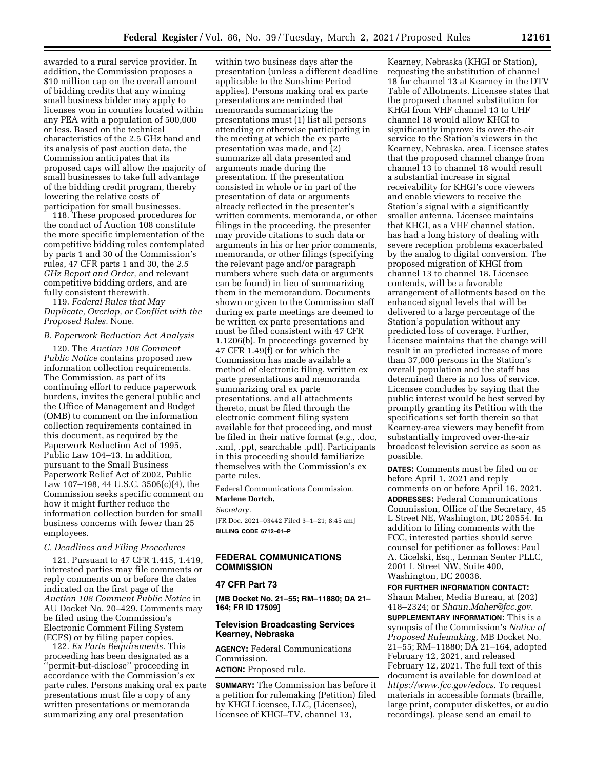awarded to a rural service provider. In addition, the Commission proposes a $10 million cap on the overall amount of bidding credits that any winning small business bidder may apply to licenses won in counties located within any PEA with a population of 500,000 or less. Based on the technical characteristics of the 2.5 GHz band and its analysis of past auction data, the Commission anticipates that its proposed caps will allow the majority of small businesses to take full advantage of the bidding credit program, thereby lowering the relative costs of participation for small businesses.

118. These proposed procedures for the conduct of Auction 108 constitute the more specific implementation of the competitive bidding rules contemplated by parts 1 and 30 of the Commission's rules, 47 CFR parts 1 and 30, the *2.5 GHz Report and Order,* and relevant competitive bidding orders, and are fully consistent therewith.

119. *Federal Rules that May Duplicate, Overlap, or Conflict with the Proposed Rules.* None.

### B. Paperwork Reduction Act Analysis

120. The *Auction 108 Comment Public Notice* contains proposed new information collection requirements. The Commission, as part of its continuing effort to reduce paperwork burdens, invites the general public and the Office of Management and Budget (OMB) to comment on the information collection requirements contained in this document, as required by the Paperwork Reduction Act of 1995, Public Law 104–13. In addition, pursuant to the Small Business Paperwork Relief Act of 2002, Public Law 107–198, 44 U.S.C. 3506(c)(4), the Commission seeks specific comment on how it might further reduce the information collection burden for small business concerns with fewer than 25 employees.

### C. Deadlines and Filing Procedures

121. Pursuant to 47 CFR 1.415, 1.419, interested parties may file comments or reply comments on or before the dates indicated on the first page of the *Auction 108 Comment Public Notice* in AU Docket No. 20–429. Comments may be filed using the Commission's Electronic Comment Filing System (ECFS) or by filing paper copies.

122. *Ex Parte Requirements.* This proceeding has been designated as a ''permit-but-disclose'' proceeding in accordance with the Commission's ex parte rules. Persons making oral ex parte presentations must file a copy of any written presentations or memoranda summarizing any oral presentation within two business days after the presentation (unless a different deadline applicable to the Sunshine Period applies). Persons making oral ex parte presentations are reminded that memoranda summarizing the presentations must (1) list all persons attending or otherwise participating in the meeting at which the ex parte presentation was made, and (2) summarize all data presented and arguments made during the presentation. If the presentation consisted in whole or in part of the presentation of data or arguments already reflected in the presenter's written comments, memoranda, or other filings in the proceeding, the presenter may provide citations to such data or arguments in his or her prior comments, memoranda, or other filings (specifying the relevant page and/or paragraph numbers where such data or arguments can be found) in lieu of summarizing them in the memorandum. Documents shown or given to the Commission staff during ex parte meetings are deemed to be written ex parte presentations and must be filed consistent with 47 CFR 1.1206(b). In proceedings governed by 47 CFR 1.49(f) or for which the Commission has made available a method of electronic filing, written ex parte presentations and memoranda summarizing oral ex parte presentations, and all attachments thereto, must be filed through the electronic comment filing system available for that proceeding, and must be filed in their native format (*e.g.,* .doc, .xml, .ppt, searchable .pdf). Participants in this proceeding should familiarize themselves with the Commission's ex parte rules.

Federal Communications Commission.

**Marlene Dortch,**

*Secretary.*

[FR Doc. 2021–03442 Filed 3–1–21; 8:45 am]

**BILLING CODE 6712–01–P**

---

## FEDERAL COMMUNICATIONS COMMISSION

### 47 CFR Part 73

**[MB Docket No. 21–55; RM–11880; DA 21–164; FR ID 17509]**

### Television Broadcasting Services Kearney, Nebraska

**AGENCY:** Federal Communications Commission.

**ACTION:** Proposed rule.

**SUMMARY:** The Commission has before it a petition for rulemaking (Petition) filed by KHGI Licensee, LLC, (Licensee), licensee of KHGI–TV, channel 13, Kearney, Nebraska (KHGI or Station), requesting the substitution of channel 18 for channel 13 at Kearney in the DTV Table of Allotments. Licensee states that the proposed channel substitution for KHGI from VHF channel 13 to UHF channel 18 would allow KHGI to significantly improve its over-the-air service to the Station's viewers in the Kearney, Nebraska, area. Licensee states that the proposed channel change from channel 13 to channel 18 would result a substantial increase in signal receivability for KHGI's core viewers and enable viewers to receive the Station's signal with a significantly smaller antenna. Licensee maintains that KHGI, as a VHF channel station, has had a long history of dealing with severe reception problems exacerbated by the analog to digital conversion. The proposed migration of KHGI from channel 13 to channel 18, Licensee contends, will be a favorable arrangement of allotments based on the enhanced signal levels that will be delivered to a large percentage of the Station's population without any predicted loss of coverage. Further, Licensee maintains that the change will result in an predicted increase of more than 37,000 persons in the Station's overall population and the staff has determined there is no loss of service. Licensee concludes by saying that the public interest would be best served by promptly granting its Petition with the specifications set forth therein so that Kearney-area viewers may benefit from substantially improved over-the-air broadcast television service as soon as possible.

**DATES:** Comments must be filed on or before April 1, 2021 and reply comments on or before April 16, 2021.

**ADDRESSES:** Federal Communications Commission, Office of the Secretary, 45 L Street NE, Washington, DC 20554. In addition to filing comments with the FCC, interested parties should serve counsel for petitioner as follows: Paul A. Cicelski, Esq., Lerman Senter PLLC, 2001 L Street NW, Suite 400, Washington, DC 20036.

**FOR FURTHER INFORMATION CONTACT:** Shaun Maher, Media Bureau, at (202) 418–2324; or *Shaun.Maher@fcc.gov.*

**SUPPLEMENTARY INFORMATION:** This is a synopsis of the Commission's *Notice of Proposed Rulemaking,* MB Docket No. 21–55; RM–11880; DA 21–164, adopted February 12, 2021, and released February 12, 2021. The full text of this document is available for download at *https://www.fcc.gov/edocs.* To request materials in accessible formats (braille, large print, computer diskettes, or audio recordings), please send an email to